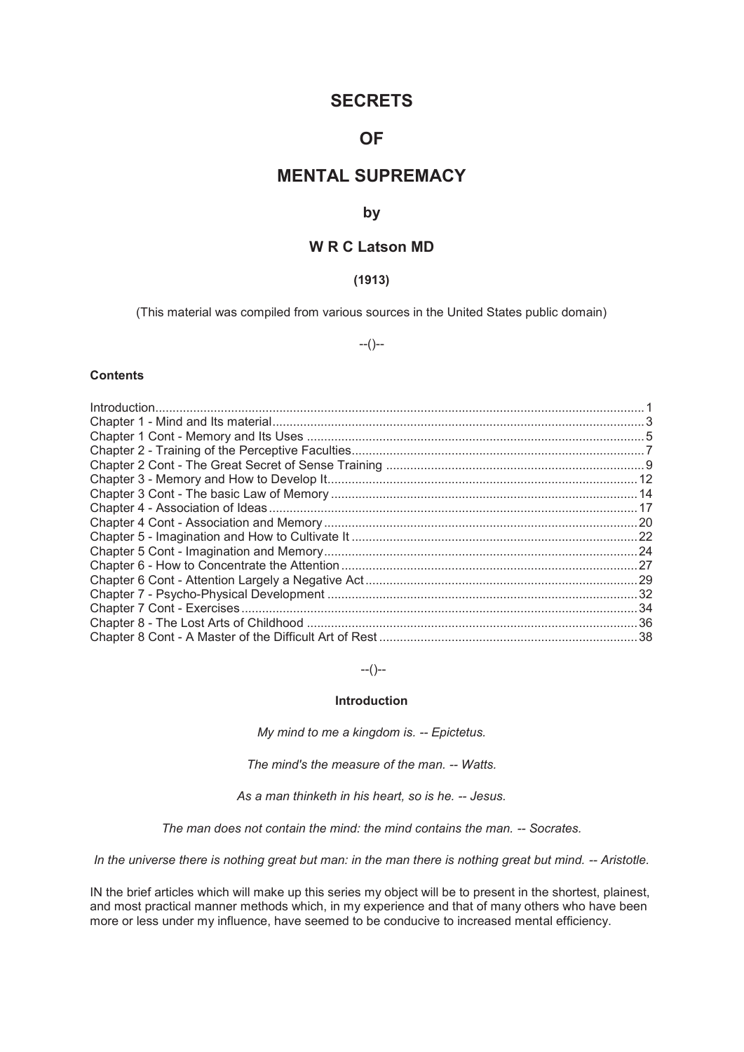# SECRETS

# OF

# MENTAL SUPREMACY

## by

## W R C Latson MD

**(1913)**

(This material was compiled from various sources in the United States public domain)

--()--

**Contents**

- Introduction........................................................................................................................................ 1
- Chapter 1 - Mind and Its material.......................................................................................................... 3
- Chapter 1 Cont - Memory and Its Uses ................................................................................................. 5
- Chapter 2 - Training of the Perceptive Faculties.................................................................................... 7
- Chapter 2 Cont - The Great Secret of Sense Training ........................................................................... 9
- Chapter 3 - Memory and How to Develop It......................................................................................... 12
- Chapter 3 Cont - The basic Law of Memory ........................................................................................ 14
- Chapter 4 - Association of Ideas .......................................................................................................... 17
- Chapter 4 Cont - Association and Memory ........................................................................................... 20
- Chapter 5 - Imagination and How to Cultivate It .................................................................................. 22
- Chapter 5 Cont - Imagination and Memory........................................................................................... 24
- Chapter 6 - How to Concentrate the Attention ..................................................................................... 27
- Chapter 6 Cont - Attention Largely a Negative Act ............................................................................... 29
- Chapter 7 - Psycho-Physical Development .......................................................................................... 32
- Chapter 7 Cont - Exercises .................................................................................................................. 34
- Chapter 8 - The Lost Arts of Childhood ................................................................................................ 36
- Chapter 8 Cont - A Master of the Difficult Art of Rest ........................................................................... 38

--()--

**Introduction**

*My mind to me a kingdom is. -- Epictetus.*

*The mind's the measure of the man. -- Watts.*

*As a man thinketh in his heart, so is he. -- Jesus.*

*The man does not contain the mind: the mind contains the man. -- Socrates.*

*In the universe there is nothing great but man: in the man there is nothing great but mind. -- Aristotle.*

IN the brief articles which will make up this series my object will be to present in the shortest, plainest, and most practical manner methods which, in my experience and that of many others who have been more or less under my influence, have seemed to be conducive to increased mental efficiency.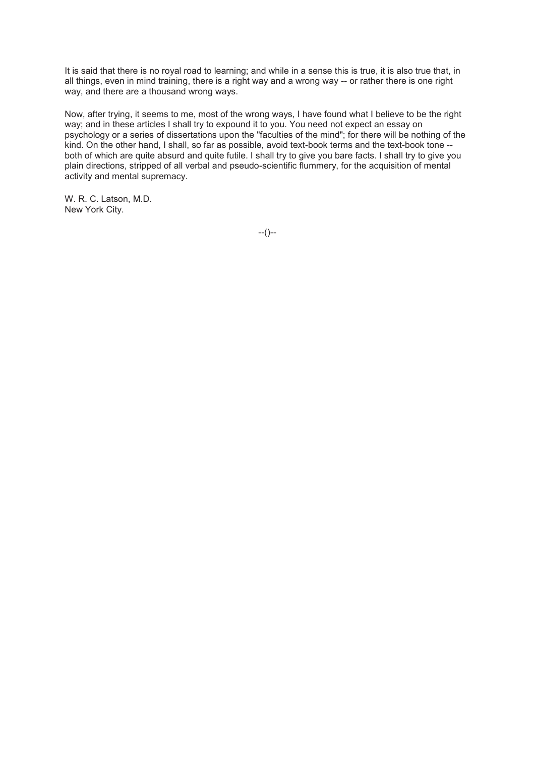It is said that there is no royal road to learning; and while in a sense this is true, it is also true that, in all things, even in mind training, there is a right way and a wrong way -- or rather there is one right way, and there are a thousand wrong ways.

Now, after trying, it seems to me, most of the wrong ways, I have found what I believe to be the right way; and in these articles I shall try to expound it to you. You need not expect an essay on psychology or a series of dissertations upon the "faculties of the mind"; for there will be nothing of the kind. On the other hand, I shall, so far as possible, avoid text-book terms and the text-book tone -- both of which are quite absurd and quite futile. I shall try to give you bare facts. I shall try to give you plain directions, stripped of all verbal and pseudo-scientific flummery, for the acquisition of mental activity and mental supremacy.

W. R. C. Latson, M.D.  
New York City.

--()--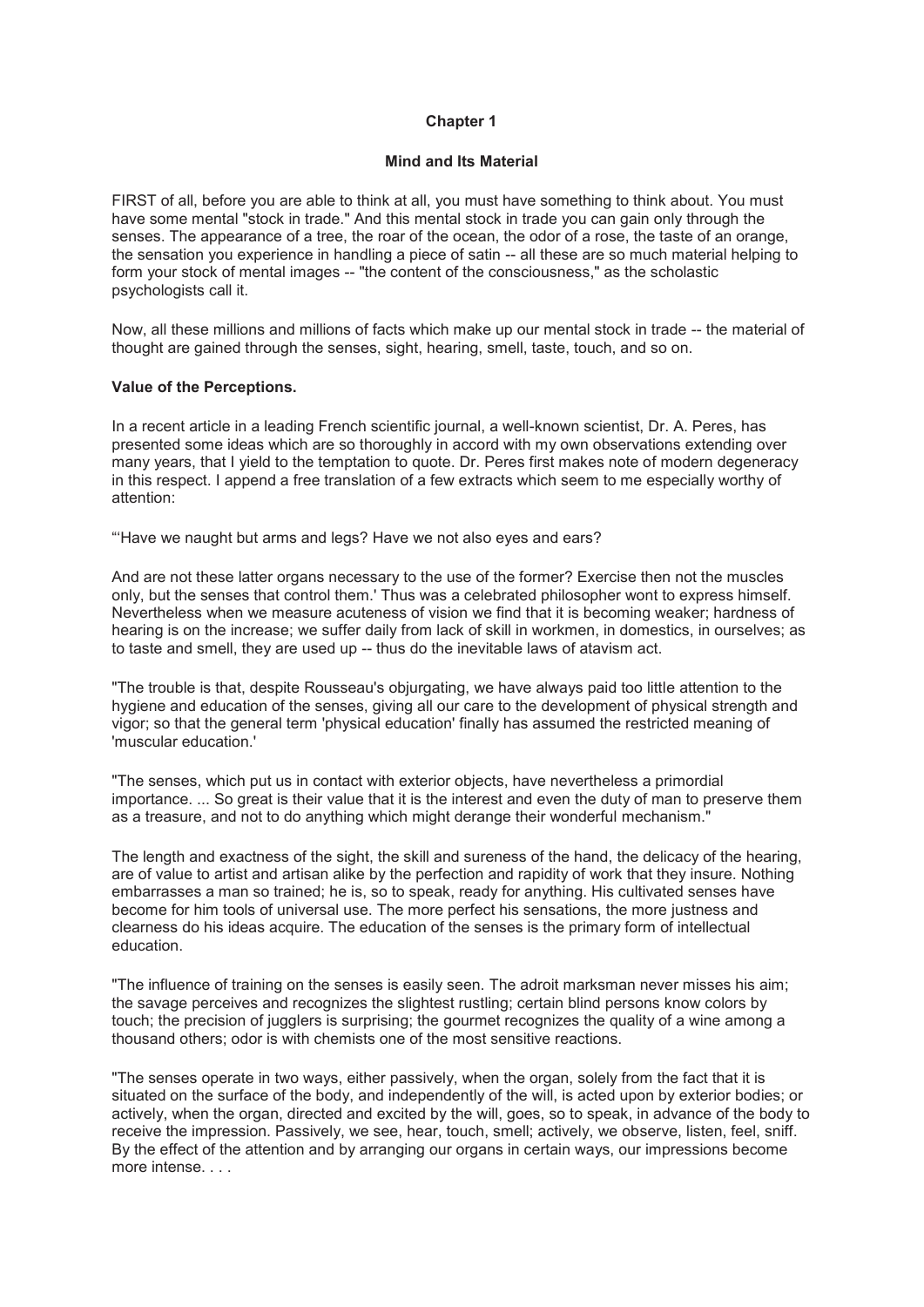## Chapter 1

### Mind and Its Material

FIRST of all, before you are able to think at all, you must have something to think about. You must have some mental "stock in trade." And this mental stock in trade you can gain only through the senses. The appearance of a tree, the roar of the ocean, the odor of a rose, the taste of an orange, the sensation you experience in handling a piece of satin -- all these are so much material helping to form your stock of mental images -- "the content of the consciousness," as the scholastic psychologists call it.

Now, all these millions and millions of facts which make up our mental stock in trade -- the material of thought are gained through the senses, sight, hearing, smell, taste, touch, and so on.

**Value of the Perceptions.**

In a recent article in a leading French scientific journal, a well-known scientist, Dr. A. Peres, has presented some ideas which are so thoroughly in accord with my own observations extending over many years, that I yield to the temptation to quote. Dr. Peres first makes note of modern degeneracy in this respect. I append a free translation of a few extracts which seem to me especially worthy of attention:

"'Have we naught but arms and legs? Have we not also eyes and ears?

And are not these latter organs necessary to the use of the former? Exercise then not the muscles only, but the senses that control them.' Thus was a celebrated philosopher wont to express himself. Nevertheless when we measure acuteness of vision we find that it is becoming weaker; hardness of hearing is on the increase; we suffer daily from lack of skill in workmen, in domestics, in ourselves; as to taste and smell, they are used up -- thus do the inevitable laws of atavism act.

"The trouble is that, despite Rousseau's objurgating, we have always paid too little attention to the hygiene and education of the senses, giving all our care to the development of physical strength and vigor; so that the general term 'physical education' finally has assumed the restricted meaning of 'muscular education.'

"The senses, which put us in contact with exterior objects, have nevertheless a primordial importance. ... So great is their value that it is the interest and even the duty of man to preserve them as a treasure, and not to do anything which might derange their wonderful mechanism."

The length and exactness of the sight, the skill and sureness of the hand, the delicacy of the hearing, are of value to artist and artisan alike by the perfection and rapidity of work that they insure. Nothing embarrasses a man so trained; he is, so to speak, ready for anything. His cultivated senses have become for him tools of universal use. The more perfect his sensations, the more justness and clearness do his ideas acquire. The education of the senses is the primary form of intellectual education.

"The influence of training on the senses is easily seen. The adroit marksman never misses his aim; the savage perceives and recognizes the slightest rustling; certain blind persons know colors by touch; the precision of jugglers is surprising; the gourmet recognizes the quality of a wine among a thousand others; odor is with chemists one of the most sensitive reactions.

"The senses operate in two ways, either passively, when the organ, solely from the fact that it is situated on the surface of the body, and independently of the will, is acted upon by exterior bodies; or actively, when the organ, directed and excited by the will, goes, so to speak, in advance of the body to receive the impression. Passively, we see, hear, touch, smell; actively, we observe, listen, feel, sniff. By the effect of the attention and by arranging our organs in certain ways, our impressions become more intense. . . .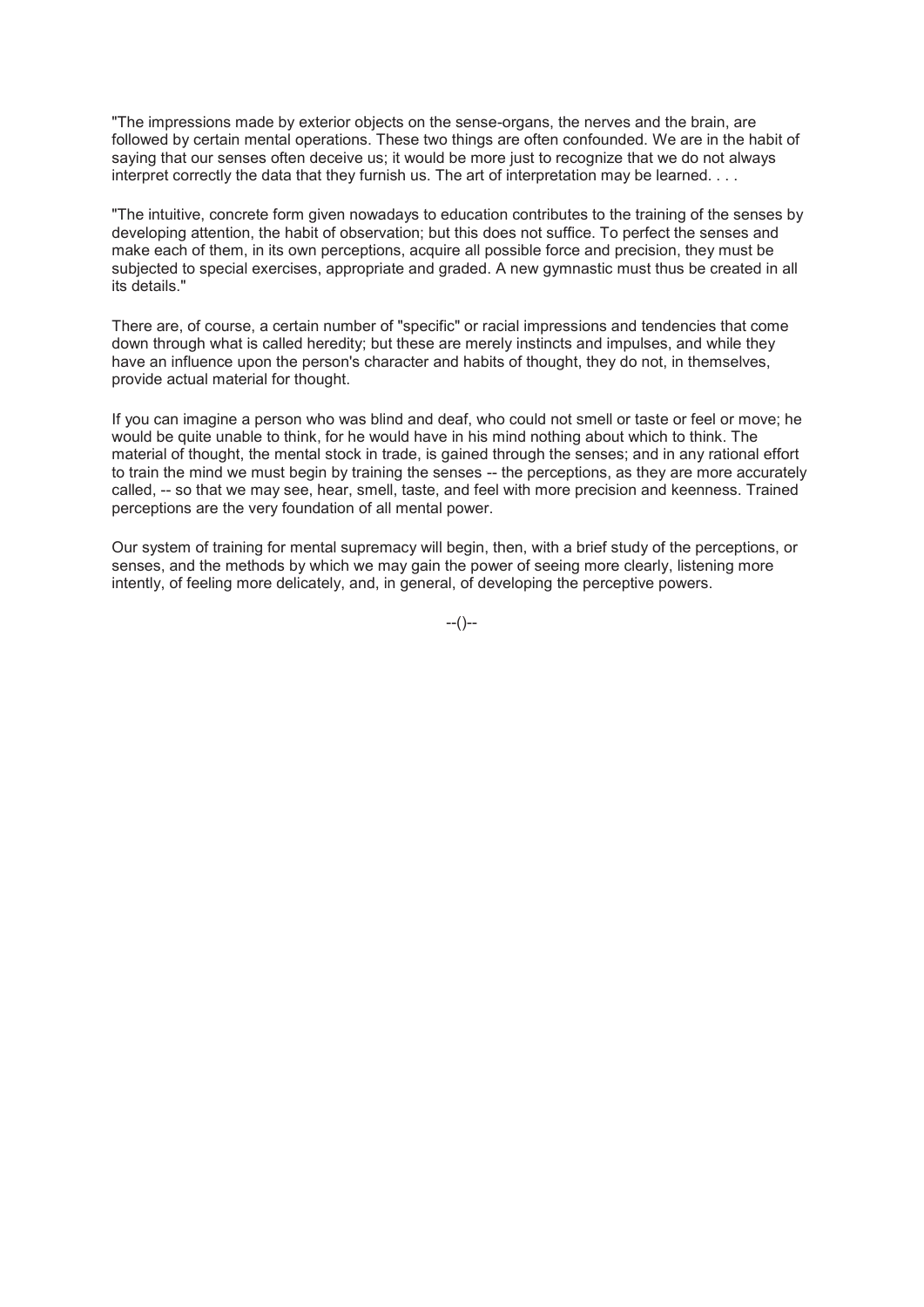"The impressions made by exterior objects on the sense-organs, the nerves and the brain, are followed by certain mental operations. These two things are often confounded. We are in the habit of saying that our senses often deceive us; it would be more just to recognize that we do not always interpret correctly the data that they furnish us. The art of interpretation may be learned. . . .

"The intuitive, concrete form given nowadays to education contributes to the training of the senses by developing attention, the habit of observation; but this does not suffice. To perfect the senses and make each of them, in its own perceptions, acquire all possible force and precision, they must be subjected to special exercises, appropriate and graded. A new gymnastic must thus be created in all its details."

There are, of course, a certain number of "specific" or racial impressions and tendencies that come down through what is called heredity; but these are merely instincts and impulses, and while they have an influence upon the person's character and habits of thought, they do not, in themselves, provide actual material for thought.

If you can imagine a person who was blind and deaf, who could not smell or taste or feel or move; he would be quite unable to think, for he would have in his mind nothing about which to think. The material of thought, the mental stock in trade, is gained through the senses; and in any rational effort to train the mind we must begin by training the senses -- the perceptions, as they are more accurately called, -- so that we may see, hear, smell, taste, and feel with more precision and keenness. Trained perceptions are the very foundation of all mental power.

Our system of training for mental supremacy will begin, then, with a brief study of the perceptions, or senses, and the methods by which we may gain the power of seeing more clearly, listening more intently, of feeling more delicately, and, in general, of developing the perceptive powers.

--()--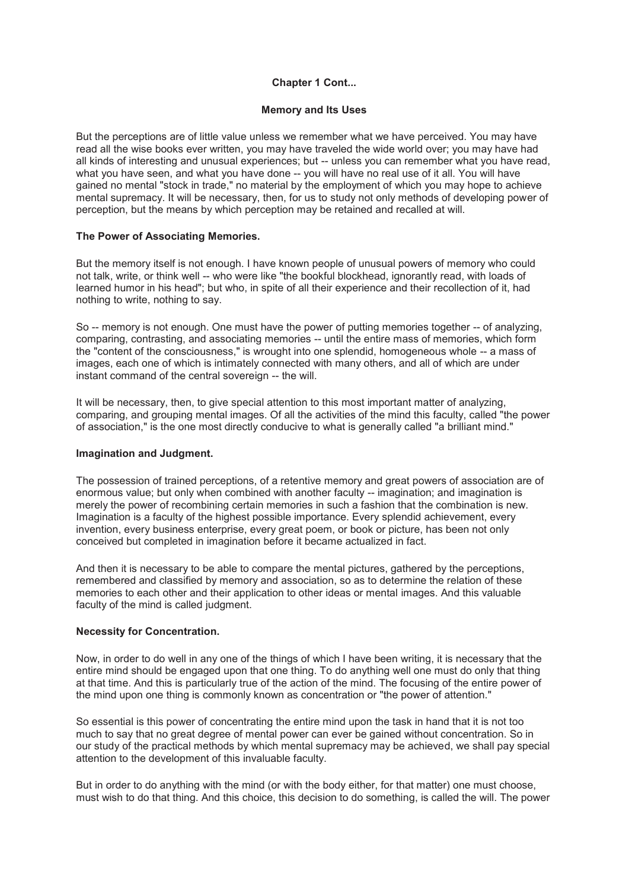**Chapter 1 Cont...**

**Memory and Its Uses**

But the perceptions are of little value unless we remember what we have perceived. You may have read all the wise books ever written, you may have traveled the wide world over; you may have had all kinds of interesting and unusual experiences; but -- unless you can remember what you have read, what you have seen, and what you have done -- you will have no real use of it all. You will have gained no mental "stock in trade," no material by the employment of which you may hope to achieve mental supremacy. It will be necessary, then, for us to study not only methods of developing power of perception, but the means by which perception may be retained and recalled at will.

**The Power of Associating Memories.**

But the memory itself is not enough. I have known people of unusual powers of memory who could not talk, write, or think well -- who were like "the bookful blockhead, ignorantly read, with loads of learned humor in his head"; but who, in spite of all their experience and their recollection of it, had nothing to write, nothing to say.

So -- memory is not enough. One must have the power of putting memories together -- of analyzing, comparing, contrasting, and associating memories -- until the entire mass of memories, which form the "content of the consciousness," is wrought into one splendid, homogeneous whole -- a mass of images, each one of which is intimately connected with many others, and all of which are under instant command of the central sovereign -- the will.

It will be necessary, then, to give special attention to this most important matter of analyzing, comparing, and grouping mental images. Of all the activities of the mind this faculty, called "the power of association," is the one most directly conducive to what is generally called "a brilliant mind."

**Imagination and Judgment.**

The possession of trained perceptions, of a retentive memory and great powers of association are of enormous value; but only when combined with another faculty -- imagination; and imagination is merely the power of recombining certain memories in such a fashion that the combination is new. Imagination is a faculty of the highest possible importance. Every splendid achievement, every invention, every business enterprise, every great poem, or book or picture, has been not only conceived but completed in imagination before it became actualized in fact.

And then it is necessary to be able to compare the mental pictures, gathered by the perceptions, remembered and classified by memory and association, so as to determine the relation of these memories to each other and their application to other ideas or mental images. And this valuable faculty of the mind is called judgment.

**Necessity for Concentration.**

Now, in order to do well in any one of the things of which I have been writing, it is necessary that the entire mind should be engaged upon that one thing. To do anything well one must do only that thing at that time. And this is particularly true of the action of the mind. The focusing of the entire power of the mind upon one thing is commonly known as concentration or "the power of attention."

So essential is this power of concentrating the entire mind upon the task in hand that it is not too much to say that no great degree of mental power can ever be gained without concentration. So in our study of the practical methods by which mental supremacy may be achieved, we shall pay special attention to the development of this invaluable faculty.

But in order to do anything with the mind (or with the body either, for that matter) one must choose, must wish to do that thing. And this choice, this decision to do something, is called the will. The power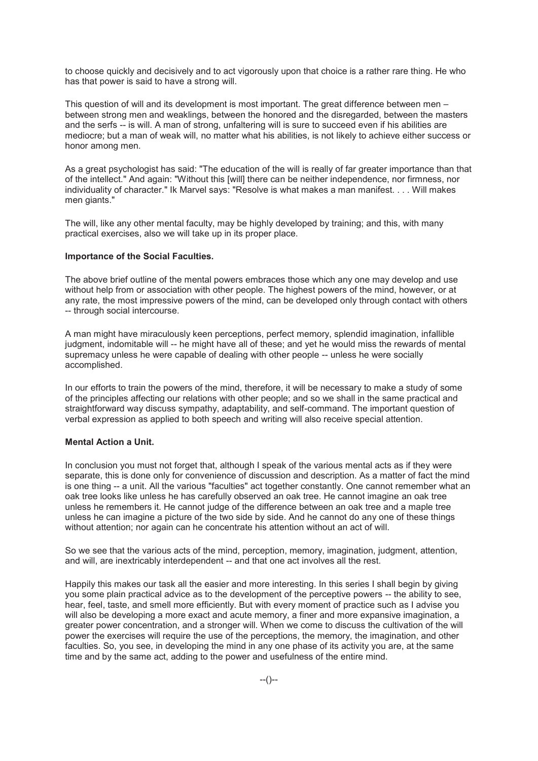to choose quickly and decisively and to act vigorously upon that choice is a rather rare thing. He who has that power is said to have a strong will.

This question of will and its development is most important. The great difference between men – between strong men and weaklings, between the honored and the disregarded, between the masters and the serfs -- is will. A man of strong, unfaltering will is sure to succeed even if his abilities are mediocre; but a man of weak will, no matter what his abilities, is not likely to achieve either success or honor among men.

As a great psychologist has said: "The education of the will is really of far greater importance than that of the intellect." And again: "Without this [will] there can be neither independence, nor firmness, nor individuality of character." Ik Marvel says: "Resolve is what makes a man manifest. . . . Will makes men giants."

The will, like any other mental faculty, may be highly developed by training; and this, with many practical exercises, also we will take up in its proper place.

**Importance of the Social Faculties.**

The above brief outline of the mental powers embraces those which any one may develop and use without help from or association with other people. The highest powers of the mind, however, or at any rate, the most impressive powers of the mind, can be developed only through contact with others -- through social intercourse.

A man might have miraculously keen perceptions, perfect memory, splendid imagination, infallible judgment, indomitable will -- he might have all of these; and yet he would miss the rewards of mental supremacy unless he were capable of dealing with other people -- unless he were socially accomplished.

In our efforts to train the powers of the mind, therefore, it will be necessary to make a study of some of the principles affecting our relations with other people; and so we shall in the same practical and straightforward way discuss sympathy, adaptability, and self-command. The important question of verbal expression as applied to both speech and writing will also receive special attention.

**Mental Action a Unit.**

In conclusion you must not forget that, although I speak of the various mental acts as if they were separate, this is done only for convenience of discussion and description. As a matter of fact the mind is one thing -- a unit. All the various "faculties" act together constantly. One cannot remember what an oak tree looks like unless he has carefully observed an oak tree. He cannot imagine an oak tree unless he remembers it. He cannot judge of the difference between an oak tree and a maple tree unless he can imagine a picture of the two side by side. And he cannot do any one of these things without attention; nor again can he concentrate his attention without an act of will.

So we see that the various acts of the mind, perception, memory, imagination, judgment, attention, and will, are inextricably interdependent -- and that one act involves all the rest.

Happily this makes our task all the easier and more interesting. In this series I shall begin by giving you some plain practical advice as to the development of the perceptive powers -- the ability to see, hear, feel, taste, and smell more efficiently. But with every moment of practice such as I advise you will also be developing a more exact and acute memory, a finer and more expansive imagination, a greater power concentration, and a stronger will. When we come to discuss the cultivation of the will power the exercises will require the use of the perceptions, the memory, the imagination, and other faculties. So, you see, in developing the mind in any one phase of its activity you are, at the same time and by the same act, adding to the power and usefulness of the entire mind.

--()--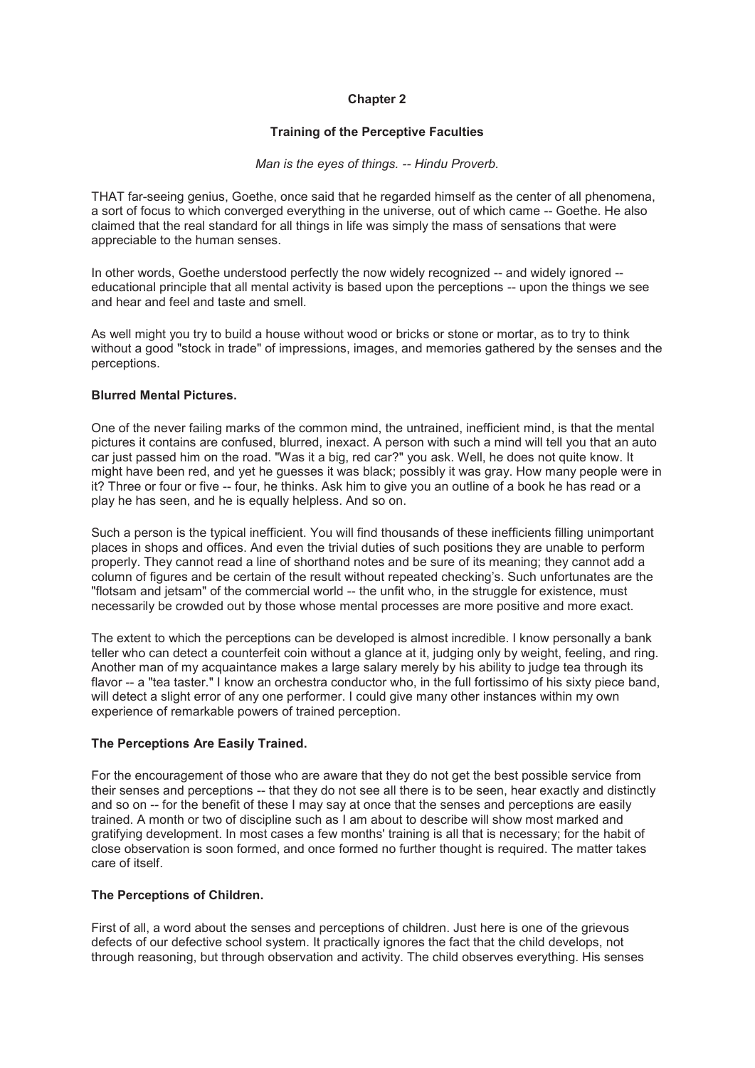## Chapter 2

### Training of the Perceptive Faculties

*Man is the eyes of things. -- Hindu Proverb.*

THAT far-seeing genius, Goethe, once said that he regarded himself as the center of all phenomena, a sort of focus to which converged everything in the universe, out of which came -- Goethe. He also claimed that the real standard for all things in life was simply the mass of sensations that were appreciable to the human senses.

In other words, Goethe understood perfectly the now widely recognized -- and widely ignored -- educational principle that all mental activity is based upon the perceptions -- upon the things we see and hear and feel and taste and smell.

As well might you try to build a house without wood or bricks or stone or mortar, as to try to think without a good "stock in trade" of impressions, images, and memories gathered by the senses and the perceptions.

**Blurred Mental Pictures.**

One of the never failing marks of the common mind, the untrained, inefficient mind, is that the mental pictures it contains are confused, blurred, inexact. A person with such a mind will tell you that an auto car just passed him on the road. "Was it a big, red car?" you ask. Well, he does not quite know. It might have been red, and yet he guesses it was black; possibly it was gray. How many people were in it? Three or four or five -- four, he thinks. Ask him to give you an outline of a book he has read or a play he has seen, and he is equally helpless. And so on.

Such a person is the typical inefficient. You will find thousands of these inefficients filling unimportant places in shops and offices. And even the trivial duties of such positions they are unable to perform properly. They cannot read a line of shorthand notes and be sure of its meaning; they cannot add a column of figures and be certain of the result without repeated checking's. Such unfortunates are the "flotsam and jetsam" of the commercial world -- the unfit who, in the struggle for existence, must necessarily be crowded out by those whose mental processes are more positive and more exact.

The extent to which the perceptions can be developed is almost incredible. I know personally a bank teller who can detect a counterfeit coin without a glance at it, judging only by weight, feeling, and ring. Another man of my acquaintance makes a large salary merely by his ability to judge tea through its flavor -- a "tea taster." I know an orchestra conductor who, in the full fortissimo of his sixty piece band, will detect a slight error of any one performer. I could give many other instances within my own experience of remarkable powers of trained perception.

**The Perceptions Are Easily Trained.**

For the encouragement of those who are aware that they do not get the best possible service from their senses and perceptions -- that they do not see all there is to be seen, hear exactly and distinctly and so on -- for the benefit of these I may say at once that the senses and perceptions are easily trained. A month or two of discipline such as I am about to describe will show most marked and gratifying development. In most cases a few months' training is all that is necessary; for the habit of close observation is soon formed, and once formed no further thought is required. The matter takes care of itself.

**The Perceptions of Children.**

First of all, a word about the senses and perceptions of children. Just here is one of the grievous defects of our defective school system. It practically ignores the fact that the child develops, not through reasoning, but through observation and activity. The child observes everything. His senses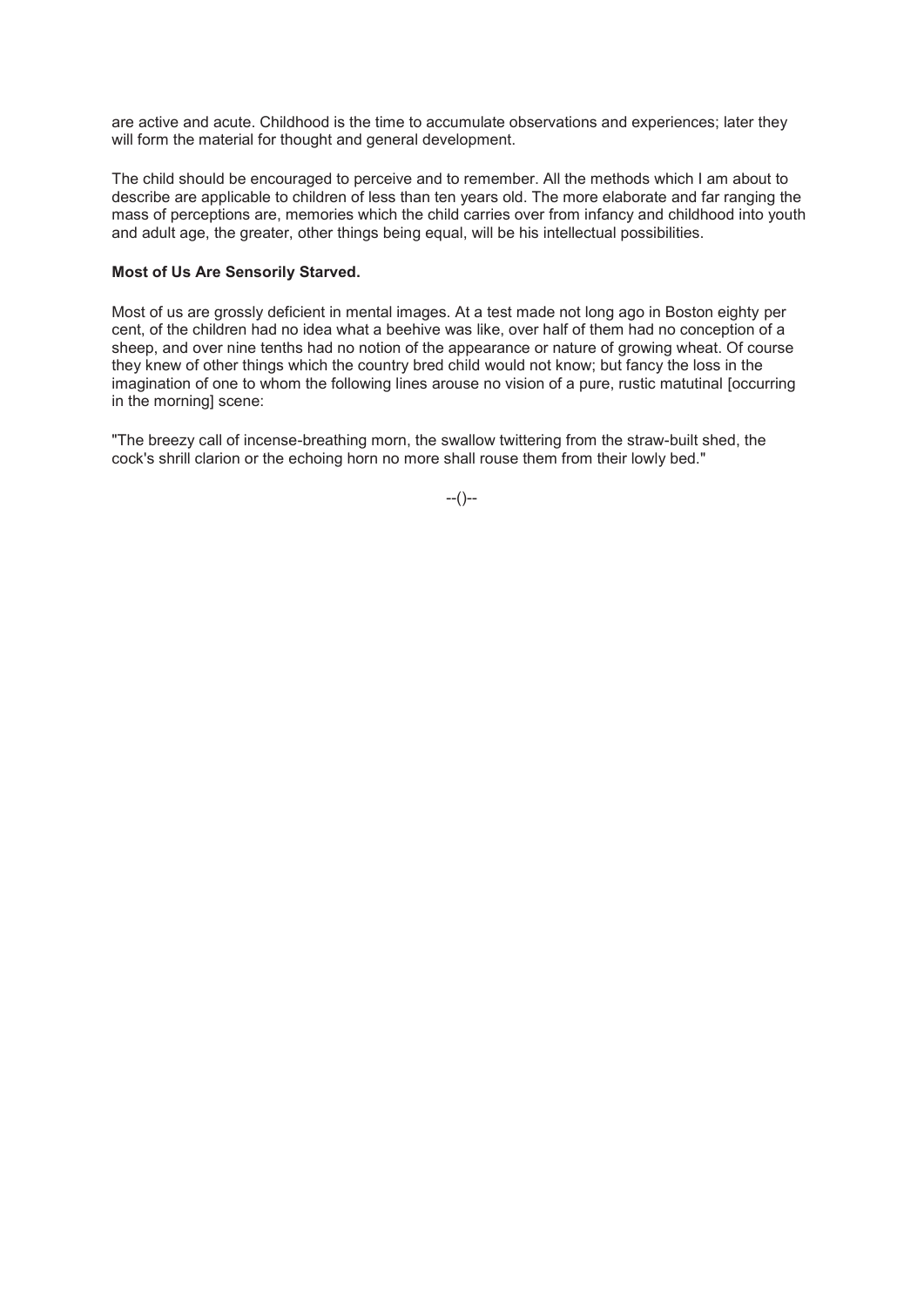are active and acute. Childhood is the time to accumulate observations and experiences; later they will form the material for thought and general development.

The child should be encouraged to perceive and to remember. All the methods which I am about to describe are applicable to children of less than ten years old. The more elaborate and far ranging the mass of perceptions are, memories which the child carries over from infancy and childhood into youth and adult age, the greater, other things being equal, will be his intellectual possibilities.

**Most of Us Are Sensorily Starved.**

Most of us are grossly deficient in mental images. At a test made not long ago in Boston eighty per cent, of the children had no idea what a beehive was like, over half of them had no conception of a sheep, and over nine tenths had no notion of the appearance or nature of growing wheat. Of course they knew of other things which the country bred child would not know; but fancy the loss in the imagination of one to whom the following lines arouse no vision of a pure, rustic matutinal [occurring in the morning] scene:

"The breezy call of incense-breathing morn, the swallow twittering from the straw-built shed, the cock's shrill clarion or the echoing horn no more shall rouse them from their lowly bed."

--()--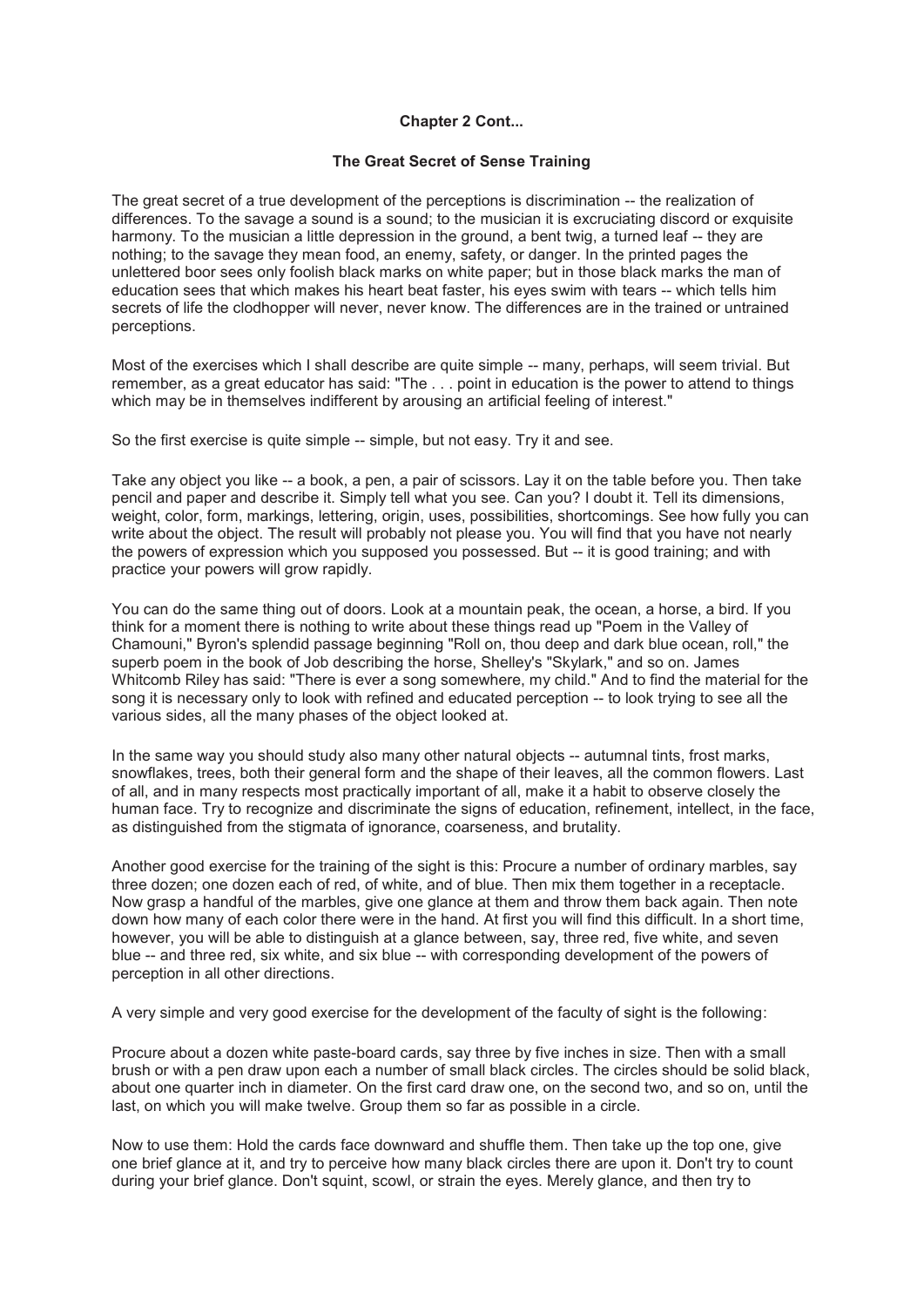**Chapter 2 Cont...**

**The Great Secret of Sense Training**

The great secret of a true development of the perceptions is discrimination -- the realization of differences. To the savage a sound is a sound; to the musician it is excruciating discord or exquisite harmony. To the musician a little depression in the ground, a bent twig, a turned leaf -- they are nothing; to the savage they mean food, an enemy, safety, or danger. In the printed pages the unlettered boor sees only foolish black marks on white paper; but in those black marks the man of education sees that which makes his heart beat faster, his eyes swim with tears -- which tells him secrets of life the clodhopper will never, never know. The differences are in the trained or untrained perceptions.

Most of the exercises which I shall describe are quite simple -- many, perhaps, will seem trivial. But remember, as a great educator has said: "The . . . point in education is the power to attend to things which may be in themselves indifferent by arousing an artificial feeling of interest."

So the first exercise is quite simple -- simple, but not easy. Try it and see.

Take any object you like -- a book, a pen, a pair of scissors. Lay it on the table before you. Then take pencil and paper and describe it. Simply tell what you see. Can you? I doubt it. Tell its dimensions, weight, color, form, markings, lettering, origin, uses, possibilities, shortcomings. See how fully you can write about the object. The result will probably not please you. You will find that you have not nearly the powers of expression which you supposed you possessed. But -- it is good training; and with practice your powers will grow rapidly.

You can do the same thing out of doors. Look at a mountain peak, the ocean, a horse, a bird. If you think for a moment there is nothing to write about these things read up "Poem in the Valley of Chamouni," Byron's splendid passage beginning "Roll on, thou deep and dark blue ocean, roll," the superb poem in the book of Job describing the horse, Shelley's "Skylark," and so on. James Whitcomb Riley has said: "There is ever a song somewhere, my child." And to find the material for the song it is necessary only to look with refined and educated perception -- to look trying to see all the various sides, all the many phases of the object looked at.

In the same way you should study also many other natural objects -- autumnal tints, frost marks, snowflakes, trees, both their general form and the shape of their leaves, all the common flowers. Last of all, and in many respects most practically important of all, make it a habit to observe closely the human face. Try to recognize and discriminate the signs of education, refinement, intellect, in the face, as distinguished from the stigmata of ignorance, coarseness, and brutality.

Another good exercise for the training of the sight is this: Procure a number of ordinary marbles, say three dozen; one dozen each of red, of white, and of blue. Then mix them together in a receptacle. Now grasp a handful of the marbles, give one glance at them and throw them back again. Then note down how many of each color there were in the hand. At first you will find this difficult. In a short time, however, you will be able to distinguish at a glance between, say, three red, five white, and seven blue -- and three red, six white, and six blue -- with corresponding development of the powers of perception in all other directions.

A very simple and very good exercise for the development of the faculty of sight is the following:

Procure about a dozen white paste-board cards, say three by five inches in size. Then with a small brush or with a pen draw upon each a number of small black circles. The circles should be solid black, about one quarter inch in diameter. On the first card draw one, on the second two, and so on, until the last, on which you will make twelve. Group them so far as possible in a circle.

Now to use them: Hold the cards face downward and shuffle them. Then take up the top one, give one brief glance at it, and try to perceive how many black circles there are upon it. Don't try to count during your brief glance. Don't squint, scowl, or strain the eyes. Merely glance, and then try to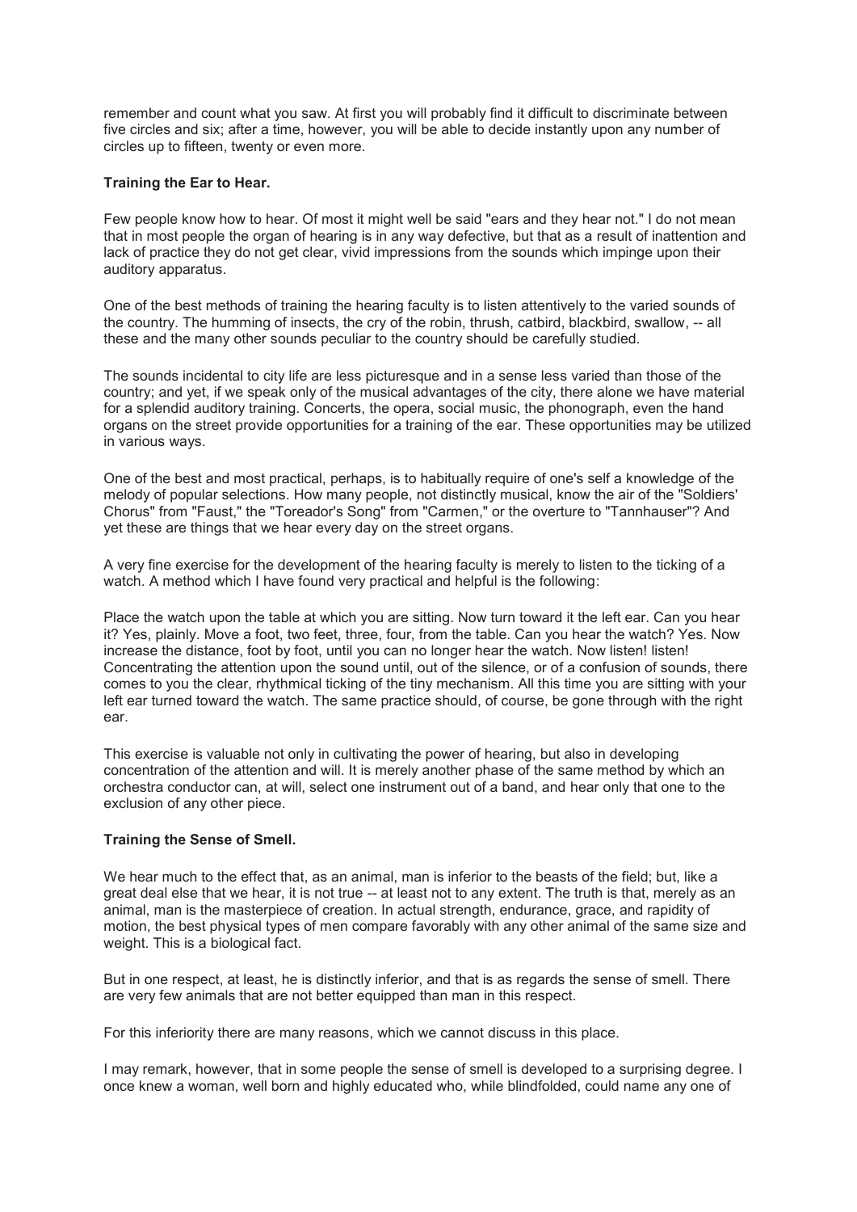remember and count what you saw. At first you will probably find it difficult to discriminate between five circles and six; after a time, however, you will be able to decide instantly upon any number of circles up to fifteen, twenty or even more.

**Training the Ear to Hear.**

Few people know how to hear. Of most it might well be said "ears and they hear not." I do not mean that in most people the organ of hearing is in any way defective, but that as a result of inattention and lack of practice they do not get clear, vivid impressions from the sounds which impinge upon their auditory apparatus.

One of the best methods of training the hearing faculty is to listen attentively to the varied sounds of the country. The humming of insects, the cry of the robin, thrush, catbird, blackbird, swallow, -- all these and the many other sounds peculiar to the country should be carefully studied.

The sounds incidental to city life are less picturesque and in a sense less varied than those of the country; and yet, if we speak only of the musical advantages of the city, there alone we have material for a splendid auditory training. Concerts, the opera, social music, the phonograph, even the hand organs on the street provide opportunities for a training of the ear. These opportunities may be utilized in various ways.

One of the best and most practical, perhaps, is to habitually require of one's self a knowledge of the melody of popular selections. How many people, not distinctly musical, know the air of the "Soldiers' Chorus" from "Faust," the "Toreador's Song" from "Carmen," or the overture to "Tannhauser"? And yet these are things that we hear every day on the street organs.

A very fine exercise for the development of the hearing faculty is merely to listen to the ticking of a watch. A method which I have found very practical and helpful is the following:

Place the watch upon the table at which you are sitting. Now turn toward it the left ear. Can you hear it? Yes, plainly. Move a foot, two feet, three, four, from the table. Can you hear the watch? Yes. Now increase the distance, foot by foot, until you can no longer hear the watch. Now listen! listen! Concentrating the attention upon the sound until, out of the silence, or of a confusion of sounds, there comes to you the clear, rhythmical ticking of the tiny mechanism. All this time you are sitting with your left ear turned toward the watch. The same practice should, of course, be gone through with the right ear.

This exercise is valuable not only in cultivating the power of hearing, but also in developing concentration of the attention and will. It is merely another phase of the same method by which an orchestra conductor can, at will, select one instrument out of a band, and hear only that one to the exclusion of any other piece.

**Training the Sense of Smell.**

We hear much to the effect that, as an animal, man is inferior to the beasts of the field; but, like a great deal else that we hear, it is not true -- at least not to any extent. The truth is that, merely as an animal, man is the masterpiece of creation. In actual strength, endurance, grace, and rapidity of motion, the best physical types of men compare favorably with any other animal of the same size and weight. This is a biological fact.

But in one respect, at least, he is distinctly inferior, and that is as regards the sense of smell. There are very few animals that are not better equipped than man in this respect.

For this inferiority there are many reasons, which we cannot discuss in this place.

I may remark, however, that in some people the sense of smell is developed to a surprising degree. I once knew a woman, well born and highly educated who, while blindfolded, could name any one of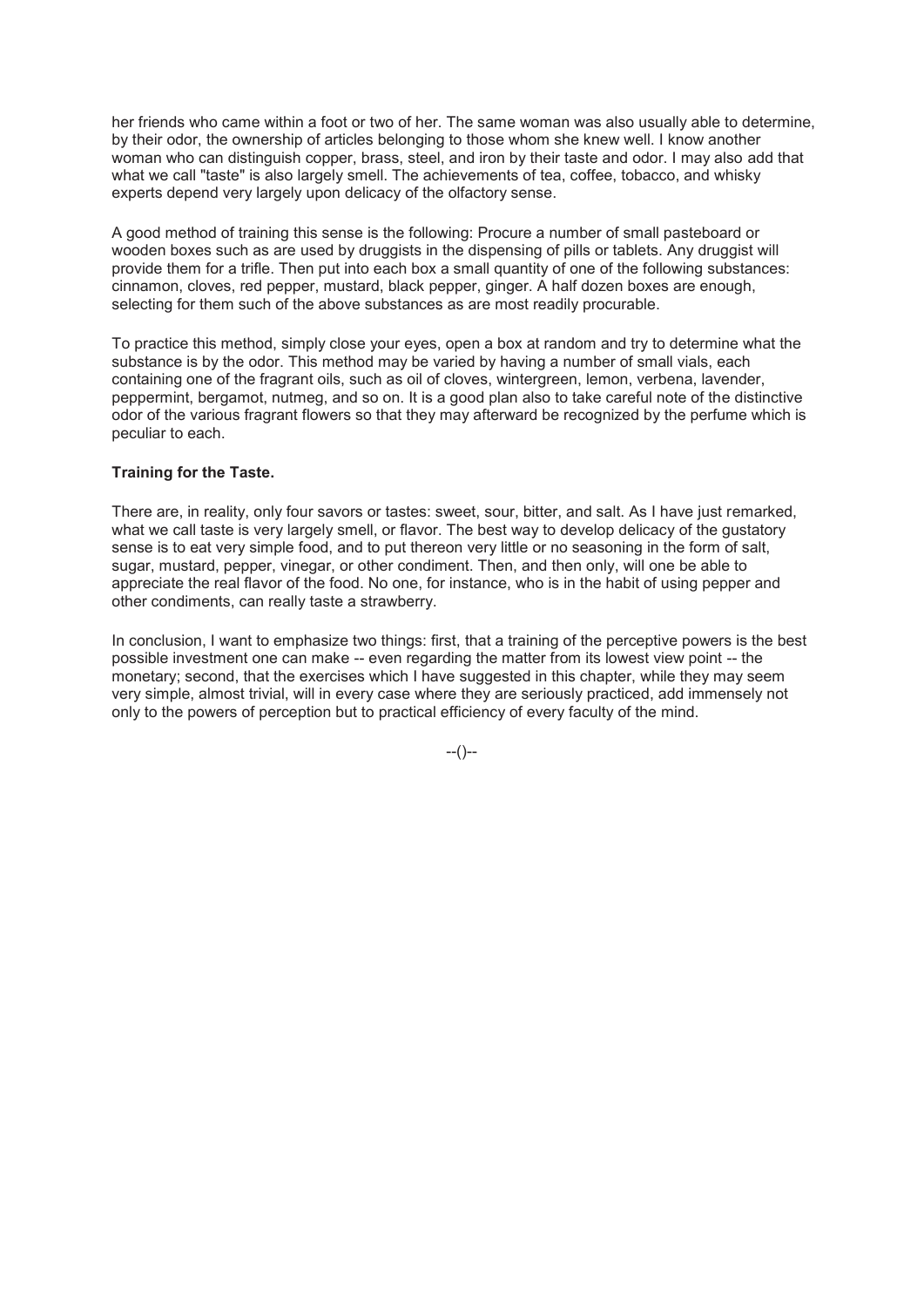her friends who came within a foot or two of her. The same woman was also usually able to determine, by their odor, the ownership of articles belonging to those whom she knew well. I know another woman who can distinguish copper, brass, steel, and iron by their taste and odor. I may also add that what we call "taste" is also largely smell. The achievements of tea, coffee, tobacco, and whisky experts depend very largely upon delicacy of the olfactory sense.

A good method of training this sense is the following: Procure a number of small pasteboard or wooden boxes such as are used by druggists in the dispensing of pills or tablets. Any druggist will provide them for a trifle. Then put into each box a small quantity of one of the following substances: cinnamon, cloves, red pepper, mustard, black pepper, ginger. A half dozen boxes are enough, selecting for them such of the above substances as are most readily procurable.

To practice this method, simply close your eyes, open a box at random and try to determine what the substance is by the odor. This method may be varied by having a number of small vials, each containing one of the fragrant oils, such as oil of cloves, wintergreen, lemon, verbena, lavender, peppermint, bergamot, nutmeg, and so on. It is a good plan also to take careful note of the distinctive odor of the various fragrant flowers so that they may afterward be recognized by the perfume which is peculiar to each.

**Training for the Taste.**

There are, in reality, only four savors or tastes: sweet, sour, bitter, and salt. As I have just remarked, what we call taste is very largely smell, or flavor. The best way to develop delicacy of the gustatory sense is to eat very simple food, and to put thereon very little or no seasoning in the form of salt, sugar, mustard, pepper, vinegar, or other condiment. Then, and then only, will one be able to appreciate the real flavor of the food. No one, for instance, who is in the habit of using pepper and other condiments, can really taste a strawberry.

In conclusion, I want to emphasize two things: first, that a training of the perceptive powers is the best possible investment one can make -- even regarding the matter from its lowest view point -- the monetary; second, that the exercises which I have suggested in this chapter, while they may seem very simple, almost trivial, will in every case where they are seriously practiced, add immensely not only to the powers of perception but to practical efficiency of every faculty of the mind.

--()--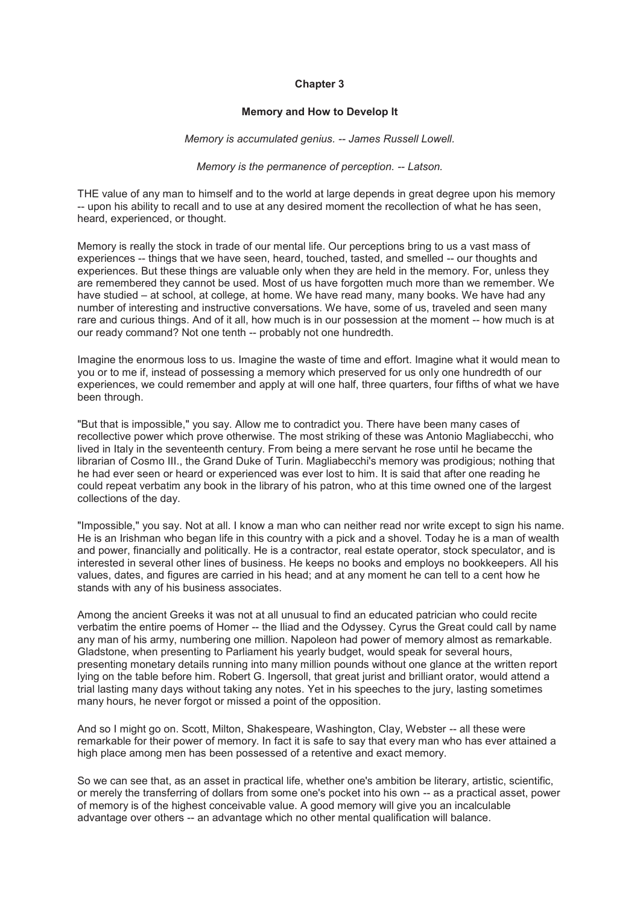## Chapter 3

### Memory and How to Develop It

*Memory is accumulated genius. -- James Russell Lowell.*

*Memory is the permanence of perception. -- Latson.*

THE value of any man to himself and to the world at large depends in great degree upon his memory -- upon his ability to recall and to use at any desired moment the recollection of what he has seen, heard, experienced, or thought.

Memory is really the stock in trade of our mental life. Our perceptions bring to us a vast mass of experiences -- things that we have seen, heard, touched, tasted, and smelled -- our thoughts and experiences. But these things are valuable only when they are held in the memory. For, unless they are remembered they cannot be used. Most of us have forgotten much more than we remember. We have studied – at school, at college, at home. We have read many, many books. We have had any number of interesting and instructive conversations. We have, some of us, traveled and seen many rare and curious things. And of it all, how much is in our possession at the moment -- how much is at our ready command? Not one tenth -- probably not one hundredth.

Imagine the enormous loss to us. Imagine the waste of time and effort. Imagine what it would mean to you or to me if, instead of possessing a memory which preserved for us only one hundredth of our experiences, we could remember and apply at will one half, three quarters, four fifths of what we have been through.

"But that is impossible," you say. Allow me to contradict you. There have been many cases of recollective power which prove otherwise. The most striking of these was Antonio Magliabecchi, who lived in Italy in the seventeenth century. From being a mere servant he rose until he became the librarian of Cosmo III., the Grand Duke of Turin. Magliabecchi's memory was prodigious; nothing that he had ever seen or heard or experienced was ever lost to him. It is said that after one reading he could repeat verbatim any book in the library of his patron, who at this time owned one of the largest collections of the day.

"Impossible," you say. Not at all. I know a man who can neither read nor write except to sign his name. He is an Irishman who began life in this country with a pick and a shovel. Today he is a man of wealth and power, financially and politically. He is a contractor, real estate operator, stock speculator, and is interested in several other lines of business. He keeps no books and employs no bookkeepers. All his values, dates, and figures are carried in his head; and at any moment he can tell to a cent how he stands with any of his business associates.

Among the ancient Greeks it was not at all unusual to find an educated patrician who could recite verbatim the entire poems of Homer -- the Iliad and the Odyssey. Cyrus the Great could call by name any man of his army, numbering one million. Napoleon had power of memory almost as remarkable. Gladstone, when presenting to Parliament his yearly budget, would speak for several hours, presenting monetary details running into many million pounds without one glance at the written report lying on the table before him. Robert G. Ingersoll, that great jurist and brilliant orator, would attend a trial lasting many days without taking any notes. Yet in his speeches to the jury, lasting sometimes many hours, he never forgot or missed a point of the opposition.

And so I might go on. Scott, Milton, Shakespeare, Washington, Clay, Webster -- all these were remarkable for their power of memory. In fact it is safe to say that every man who has ever attained a high place among men has been possessed of a retentive and exact memory.

So we can see that, as an asset in practical life, whether one's ambition be literary, artistic, scientific, or merely the transferring of dollars from some one's pocket into his own -- as a practical asset, power of memory is of the highest conceivable value. A good memory will give you an incalculable advantage over others -- an advantage which no other mental qualification will balance.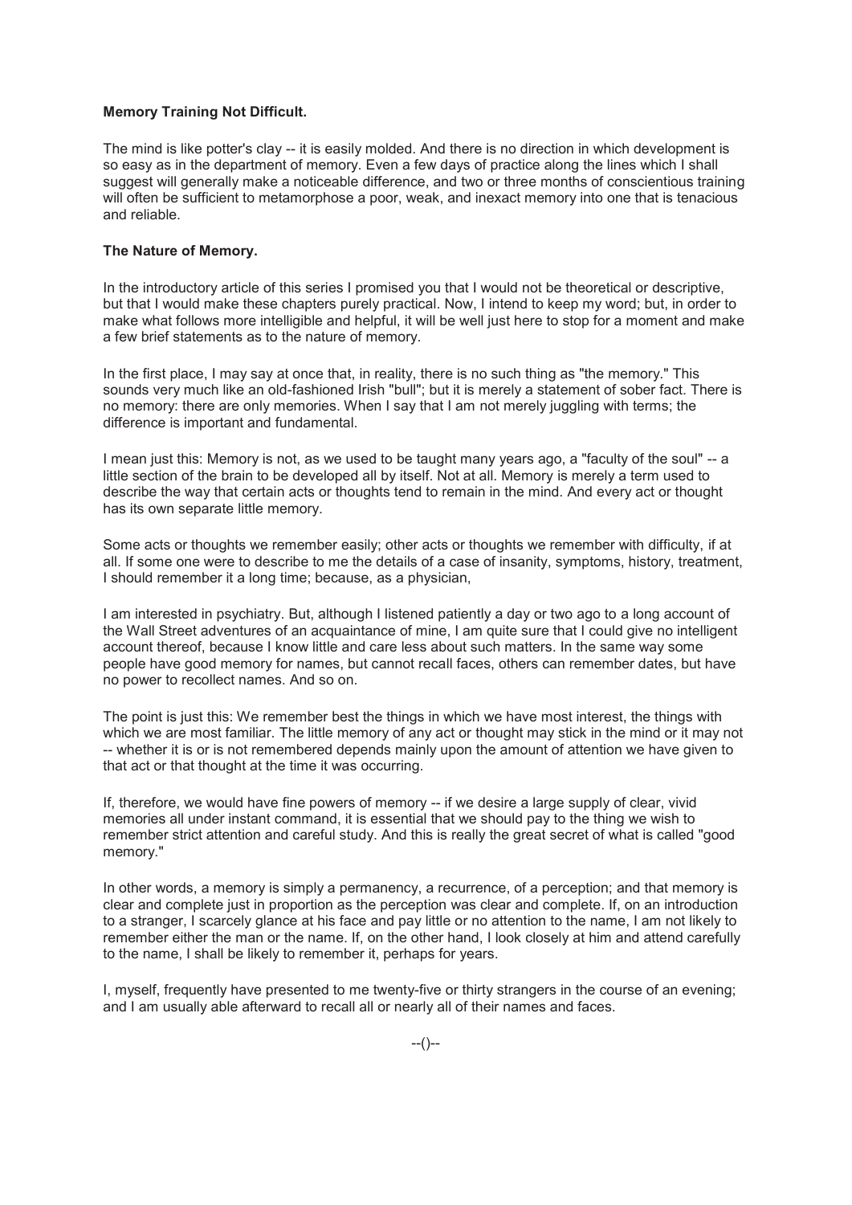**Memory Training Not Difficult.**

The mind is like potter's clay -- it is easily molded. And there is no direction in which development is so easy as in the department of memory. Even a few days of practice along the lines which I shall suggest will generally make a noticeable difference, and two or three months of conscientious training will often be sufficient to metamorphose a poor, weak, and inexact memory into one that is tenacious and reliable.

**The Nature of Memory.**

In the introductory article of this series I promised you that I would not be theoretical or descriptive, but that I would make these chapters purely practical. Now, I intend to keep my word; but, in order to make what follows more intelligible and helpful, it will be well just here to stop for a moment and make a few brief statements as to the nature of memory.

In the first place, I may say at once that, in reality, there is no such thing as "the memory." This sounds very much like an old-fashioned Irish "bull"; but it is merely a statement of sober fact. There is no memory: there are only memories. When I say that I am not merely juggling with terms; the difference is important and fundamental.

I mean just this: Memory is not, as we used to be taught many years ago, a "faculty of the soul" -- a little section of the brain to be developed all by itself. Not at all. Memory is merely a term used to describe the way that certain acts or thoughts tend to remain in the mind. And every act or thought has its own separate little memory.

Some acts or thoughts we remember easily; other acts or thoughts we remember with difficulty, if at all. If some one were to describe to me the details of a case of insanity, symptoms, history, treatment, I should remember it a long time; because, as a physician,

I am interested in psychiatry. But, although I listened patiently a day or two ago to a long account of the Wall Street adventures of an acquaintance of mine, I am quite sure that I could give no intelligent account thereof, because I know little and care less about such matters. In the same way some people have good memory for names, but cannot recall faces, others can remember dates, but have no power to recollect names. And so on.

The point is just this: We remember best the things in which we have most interest, the things with which we are most familiar. The little memory of any act or thought may stick in the mind or it may not -- whether it is or is not remembered depends mainly upon the amount of attention we have given to that act or that thought at the time it was occurring.

If, therefore, we would have fine powers of memory -- if we desire a large supply of clear, vivid memories all under instant command, it is essential that we should pay to the thing we wish to remember strict attention and careful study. And this is really the great secret of what is called "good memory."

In other words, a memory is simply a permanency, a recurrence, of a perception; and that memory is clear and complete just in proportion as the perception was clear and complete. If, on an introduction to a stranger, I scarcely glance at his face and pay little or no attention to the name, I am not likely to remember either the man or the name. If, on the other hand, I look closely at him and attend carefully to the name, I shall be likely to remember it, perhaps for years.

I, myself, frequently have presented to me twenty-five or thirty strangers in the course of an evening; and I am usually able afterward to recall all or nearly all of their names and faces.

--()--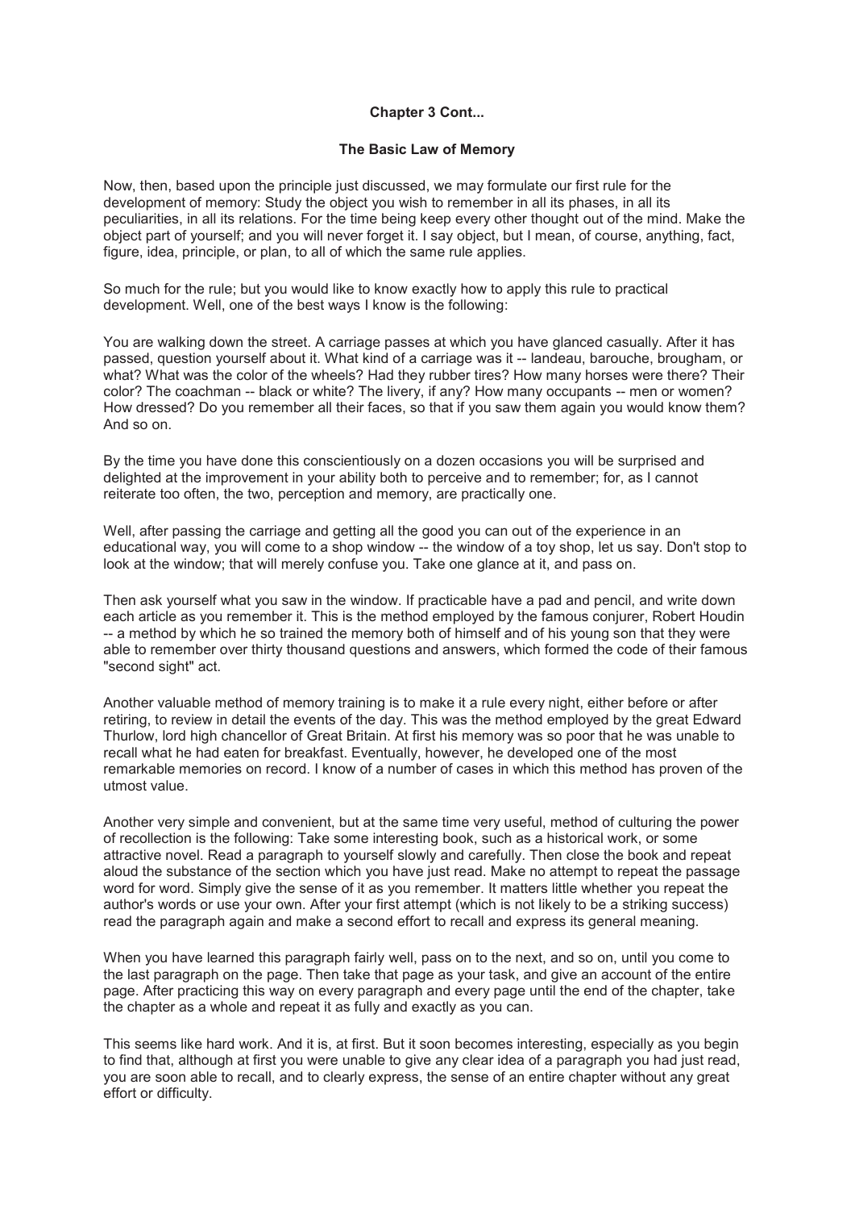**Chapter 3 Cont...**

**The Basic Law of Memory**

Now, then, based upon the principle just discussed, we may formulate our first rule for the development of memory: Study the object you wish to remember in all its phases, in all its peculiarities, in all its relations. For the time being keep every other thought out of the mind. Make the object part of yourself; and you will never forget it. I say object, but I mean, of course, anything, fact, figure, idea, principle, or plan, to all of which the same rule applies.

So much for the rule; but you would like to know exactly how to apply this rule to practical development. Well, one of the best ways I know is the following:

You are walking down the street. A carriage passes at which you have glanced casually. After it has passed, question yourself about it. What kind of a carriage was it -- landeau, barouche, brougham, or what? What was the color of the wheels? Had they rubber tires? How many horses were there? Their color? The coachman -- black or white? The livery, if any? How many occupants -- men or women? How dressed? Do you remember all their faces, so that if you saw them again you would know them? And so on.

By the time you have done this conscientiously on a dozen occasions you will be surprised and delighted at the improvement in your ability both to perceive and to remember; for, as I cannot reiterate too often, the two, perception and memory, are practically one.

Well, after passing the carriage and getting all the good you can out of the experience in an educational way, you will come to a shop window -- the window of a toy shop, let us say. Don't stop to look at the window; that will merely confuse you. Take one glance at it, and pass on.

Then ask yourself what you saw in the window. If practicable have a pad and pencil, and write down each article as you remember it. This is the method employed by the famous conjurer, Robert Houdin -- a method by which he so trained the memory both of himself and of his young son that they were able to remember over thirty thousand questions and answers, which formed the code of their famous "second sight" act.

Another valuable method of memory training is to make it a rule every night, either before or after retiring, to review in detail the events of the day. This was the method employed by the great Edward Thurlow, lord high chancellor of Great Britain. At first his memory was so poor that he was unable to recall what he had eaten for breakfast. Eventually, however, he developed one of the most remarkable memories on record. I know of a number of cases in which this method has proven of the utmost value.

Another very simple and convenient, but at the same time very useful, method of culturing the power of recollection is the following: Take some interesting book, such as a historical work, or some attractive novel. Read a paragraph to yourself slowly and carefully. Then close the book and repeat aloud the substance of the section which you have just read. Make no attempt to repeat the passage word for word. Simply give the sense of it as you remember. It matters little whether you repeat the author's words or use your own. After your first attempt (which is not likely to be a striking success) read the paragraph again and make a second effort to recall and express its general meaning.

When you have learned this paragraph fairly well, pass on to the next, and so on, until you come to the last paragraph on the page. Then take that page as your task, and give an account of the entire page. After practicing this way on every paragraph and every page until the end of the chapter, take the chapter as a whole and repeat it as fully and exactly as you can.

This seems like hard work. And it is, at first. But it soon becomes interesting, especially as you begin to find that, although at first you were unable to give any clear idea of a paragraph you had just read, you are soon able to recall, and to clearly express, the sense of an entire chapter without any great effort or difficulty.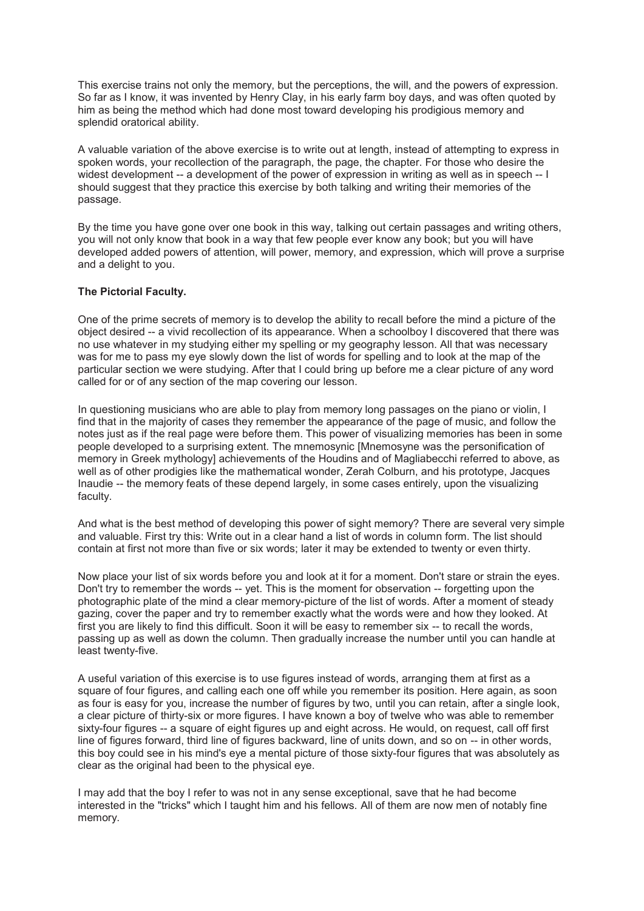This exercise trains not only the memory, but the perceptions, the will, and the powers of expression. So far as I know, it was invented by Henry Clay, in his early farm boy days, and was often quoted by him as being the method which had done most toward developing his prodigious memory and splendid oratorical ability.

A valuable variation of the above exercise is to write out at length, instead of attempting to express in spoken words, your recollection of the paragraph, the page, the chapter. For those who desire the widest development -- a development of the power of expression in writing as well as in speech -- I should suggest that they practice this exercise by both talking and writing their memories of the passage.

By the time you have gone over one book in this way, talking out certain passages and writing others, you will not only know that book in a way that few people ever know any book; but you will have developed added powers of attention, will power, memory, and expression, which will prove a surprise and a delight to you.

**The Pictorial Faculty.**

One of the prime secrets of memory is to develop the ability to recall before the mind a picture of the object desired -- a vivid recollection of its appearance. When a schoolboy I discovered that there was no use whatever in my studying either my spelling or my geography lesson. All that was necessary was for me to pass my eye slowly down the list of words for spelling and to look at the map of the particular section we were studying. After that I could bring up before me a clear picture of any word called for or of any section of the map covering our lesson.

In questioning musicians who are able to play from memory long passages on the piano or violin, I find that in the majority of cases they remember the appearance of the page of music, and follow the notes just as if the real page were before them. This power of visualizing memories has been in some people developed to a surprising extent. The mnemosynic [Mnemosyne was the personification of memory in Greek mythology] achievements of the Houdins and of Magliabecchi referred to above, as well as of other prodigies like the mathematical wonder, Zerah Colburn, and his prototype, Jacques Inaudie -- the memory feats of these depend largely, in some cases entirely, upon the visualizing faculty.

And what is the best method of developing this power of sight memory? There are several very simple and valuable. First try this: Write out in a clear hand a list of words in column form. The list should contain at first not more than five or six words; later it may be extended to twenty or even thirty.

Now place your list of six words before you and look at it for a moment. Don't stare or strain the eyes. Don't try to remember the words -- yet. This is the moment for observation -- forgetting upon the photographic plate of the mind a clear memory-picture of the list of words. After a moment of steady gazing, cover the paper and try to remember exactly what the words were and how they looked. At first you are likely to find this difficult. Soon it will be easy to remember six -- to recall the words, passing up as well as down the column. Then gradually increase the number until you can handle at least twenty-five.

A useful variation of this exercise is to use figures instead of words, arranging them at first as a square of four figures, and calling each one off while you remember its position. Here again, as soon as four is easy for you, increase the number of figures by two, until you can retain, after a single look, a clear picture of thirty-six or more figures. I have known a boy of twelve who was able to remember sixty-four figures -- a square of eight figures up and eight across. He would, on request, call off first line of figures forward, third line of figures backward, line of units down, and so on -- in other words, this boy could see in his mind's eye a mental picture of those sixty-four figures that was absolutely as clear as the original had been to the physical eye.

I may add that the boy I refer to was not in any sense exceptional, save that he had become interested in the "tricks" which I taught him and his fellows. All of them are now men of notably fine memory.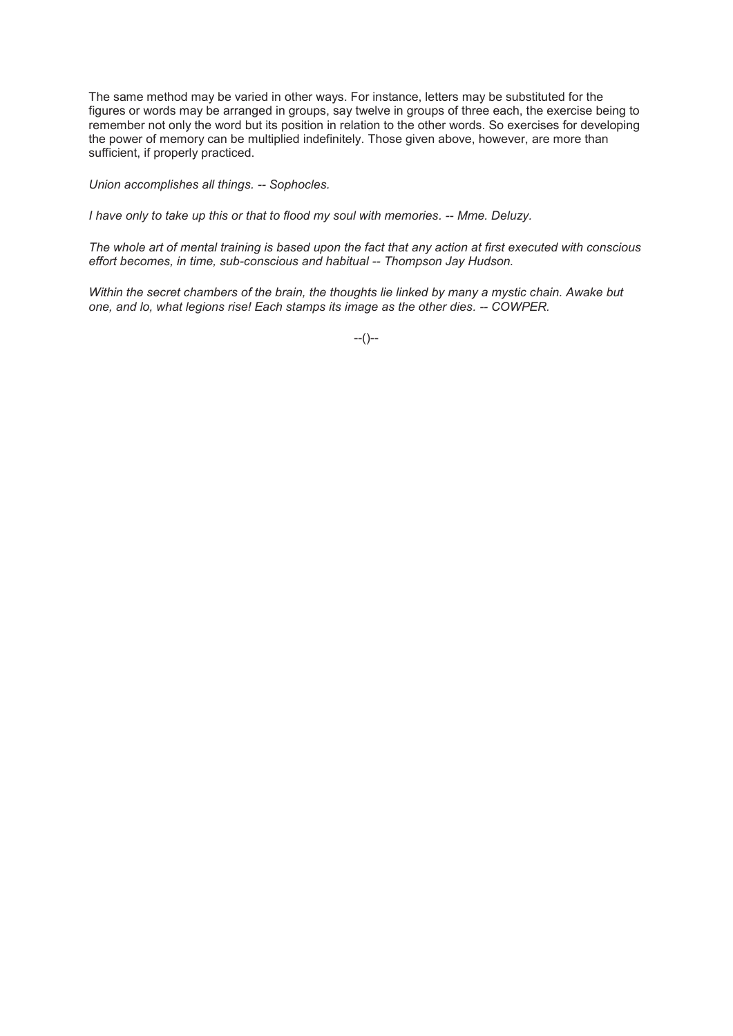The same method may be varied in other ways. For instance, letters may be substituted for the figures or words may be arranged in groups, say twelve in groups of three each, the exercise being to remember not only the word but its position in relation to the other words. So exercises for developing the power of memory can be multiplied indefinitely. Those given above, however, are more than sufficient, if properly practiced.

*Union accomplishes all things. -- Sophocles.*

*I have only to take up this or that to flood my soul with memories. -- Mme. Deluzy.*

*The whole art of mental training is based upon the fact that any action at first executed with conscious effort becomes, in time, sub-conscious and habitual -- Thompson Jay Hudson.*

*Within the secret chambers of the brain, the thoughts lie linked by many a mystic chain. Awake but one, and lo, what legions rise! Each stamps its image as the other dies. -- COWPER.*

--()--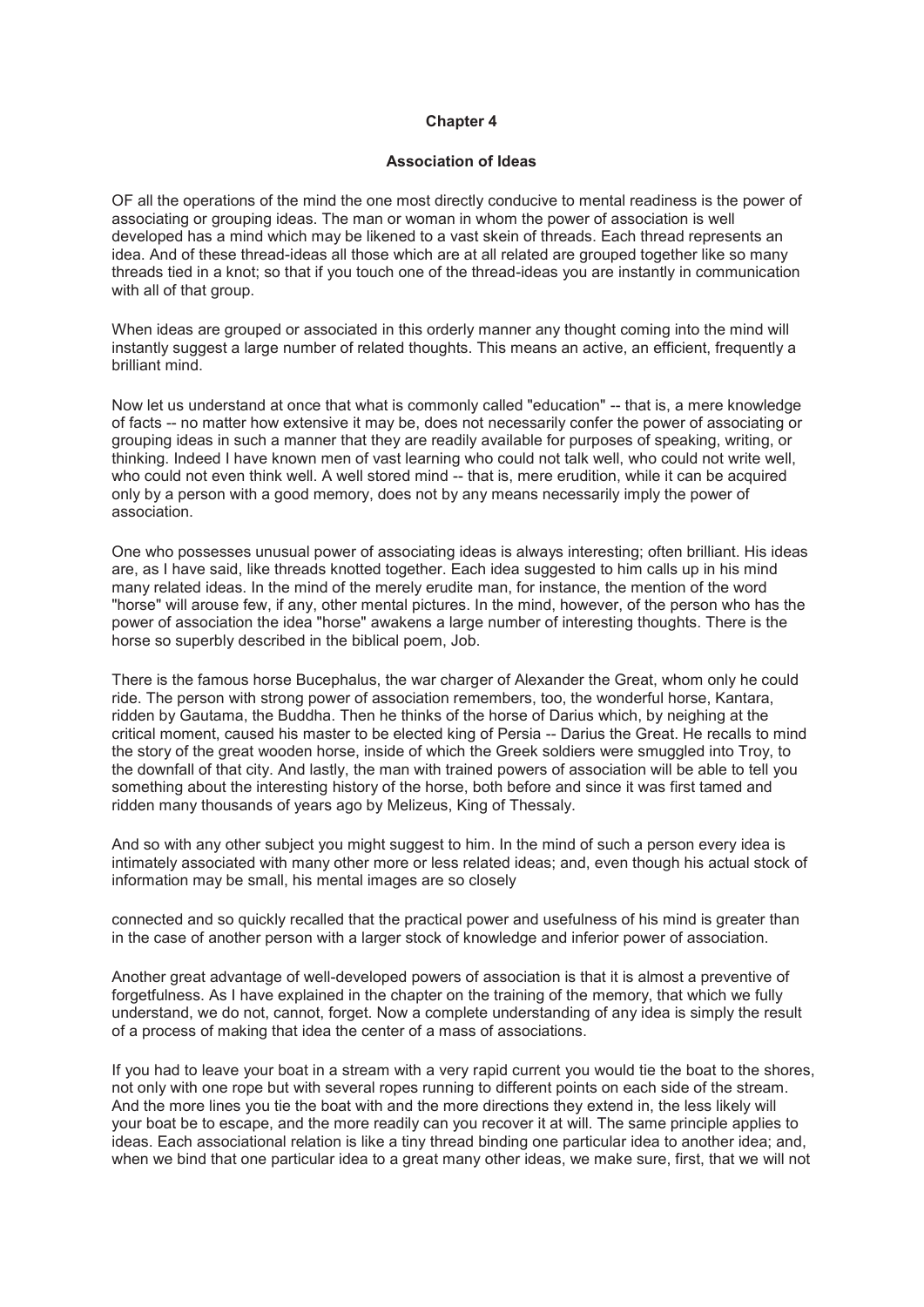## Chapter 4

### Association of Ideas

OF all the operations of the mind the one most directly conducive to mental readiness is the power of associating or grouping ideas. The man or woman in whom the power of association is well developed has a mind which may be likened to a vast skein of threads. Each thread represents an idea. And of these thread-ideas all those which are at all related are grouped together like so many threads tied in a knot; so that if you touch one of the thread-ideas you are instantly in communication with all of that group.

When ideas are grouped or associated in this orderly manner any thought coming into the mind will instantly suggest a large number of related thoughts. This means an active, an efficient, frequently a brilliant mind.

Now let us understand at once that what is commonly called "education" -- that is, a mere knowledge of facts -- no matter how extensive it may be, does not necessarily confer the power of associating or grouping ideas in such a manner that they are readily available for purposes of speaking, writing, or thinking. Indeed I have known men of vast learning who could not talk well, who could not write well, who could not even think well. A well stored mind -- that is, mere erudition, while it can be acquired only by a person with a good memory, does not by any means necessarily imply the power of association.

One who possesses unusual power of associating ideas is always interesting; often brilliant. His ideas are, as I have said, like threads knotted together. Each idea suggested to him calls up in his mind many related ideas. In the mind of the merely erudite man, for instance, the mention of the word "horse" will arouse few, if any, other mental pictures. In the mind, however, of the person who has the power of association the idea "horse" awakens a large number of interesting thoughts. There is the horse so superbly described in the biblical poem, Job.

There is the famous horse Bucephalus, the war charger of Alexander the Great, whom only he could ride. The person with strong power of association remembers, too, the wonderful horse, Kantara, ridden by Gautama, the Buddha. Then he thinks of the horse of Darius which, by neighing at the critical moment, caused his master to be elected king of Persia -- Darius the Great. He recalls to mind the story of the great wooden horse, inside of which the Greek soldiers were smuggled into Troy, to the downfall of that city. And lastly, the man with trained powers of association will be able to tell you something about the interesting history of the horse, both before and since it was first tamed and ridden many thousands of years ago by Melizeus, King of Thessaly.

And so with any other subject you might suggest to him. In the mind of such a person every idea is intimately associated with many other more or less related ideas; and, even though his actual stock of information may be small, his mental images are so closely connected and so quickly recalled that the practical power and usefulness of his mind is greater than in the case of another person with a larger stock of knowledge and inferior power of association.

Another great advantage of well-developed powers of association is that it is almost a preventive of forgetfulness. As I have explained in the chapter on the training of the memory, that which we fully understand, we do not, cannot, forget. Now a complete understanding of any idea is simply the result of a process of making that idea the center of a mass of associations.

If you had to leave your boat in a stream with a very rapid current you would tie the boat to the shores, not only with one rope but with several ropes running to different points on each side of the stream. And the more lines you tie the boat with and the more directions they extend in, the less likely will your boat be to escape, and the more readily can you recover it at will. The same principle applies to ideas. Each associational relation is like a tiny thread binding one particular idea to another idea; and, when we bind that one particular idea to a great many other ideas, we make sure, first, that we will not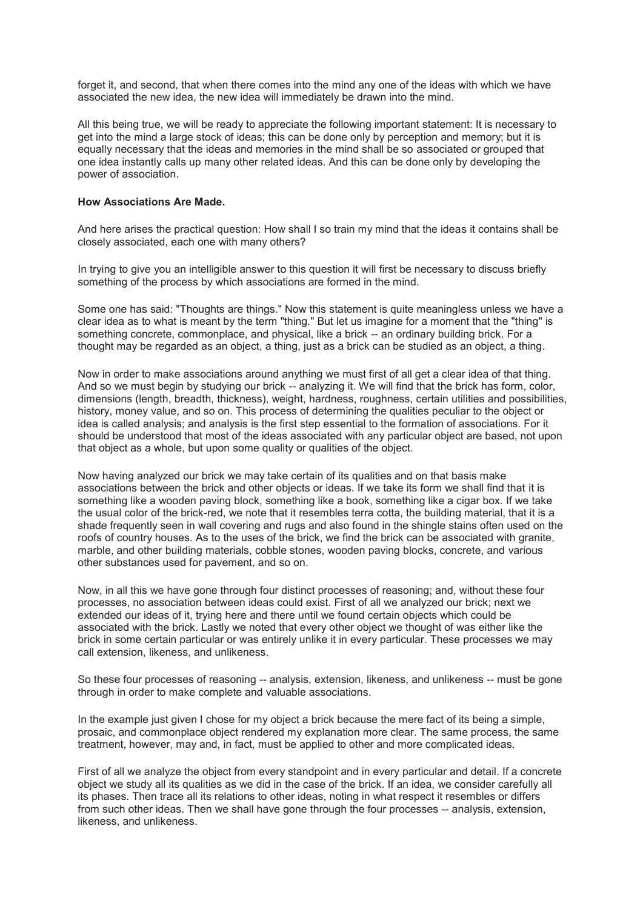forget it, and second, that when there comes into the mind any one of the ideas with which we have associated the new idea, the new idea will immediately be drawn into the mind.

All this being true, we will be ready to appreciate the following important statement: It is necessary to get into the mind a large stock of ideas; this can be done only by perception and memory; but it is equally necessary that the ideas and memories in the mind shall be so associated or grouped that one idea instantly calls up many other related ideas. And this can be done only by developing the power of association.

**How Associations Are Made.**

And here arises the practical question: How shall I so train my mind that the ideas it contains shall be closely associated, each one with many others?

In trying to give you an intelligible answer to this question it will first be necessary to discuss briefly something of the process by which associations are formed in the mind.

Some one has said: "Thoughts are things." Now this statement is quite meaningless unless we have a clear idea as to what is meant by the term "thing." But let us imagine for a moment that the "thing" is something concrete, commonplace, and physical, like a brick -- an ordinary building brick. For a thought may be regarded as an object, a thing, just as a brick can be studied as an object, a thing.

Now in order to make associations around anything we must first of all get a clear idea of that thing. And so we must begin by studying our brick -- analyzing it. We will find that the brick has form, color, dimensions (length, breadth, thickness), weight, hardness, roughness, certain utilities and possibilities, history, money value, and so on. This process of determining the qualities peculiar to the object or idea is called analysis; and analysis is the first step essential to the formation of associations. For it should be understood that most of the ideas associated with any particular object are based, not upon that object as a whole, but upon some quality or qualities of the object.

Now having analyzed our brick we may take certain of its qualities and on that basis make associations between the brick and other objects or ideas. If we take its form we shall find that it is something like a wooden paving block, something like a book, something like a cigar box. If we take the usual color of the brick-red, we note that it resembles terra cotta, the building material, that it is a shade frequently seen in wall covering and rugs and also found in the shingle stains often used on the roofs of country houses. As to the uses of the brick, we find the brick can be associated with granite, marble, and other building materials, cobble stones, wooden paving blocks, concrete, and various other substances used for pavement, and so on.

Now, in all this we have gone through four distinct processes of reasoning; and, without these four processes, no association between ideas could exist. First of all we analyzed our brick; next we extended our ideas of it, trying here and there until we found certain objects which could be associated with the brick. Lastly we noted that every other object we thought of was either like the brick in some certain particular or was entirely unlike it in every particular. These processes we may call extension, likeness, and unlikeness.

So these four processes of reasoning -- analysis, extension, likeness, and unlikeness -- must be gone through in order to make complete and valuable associations.

In the example just given I chose for my object a brick because the mere fact of its being a simple, prosaic, and commonplace object rendered my explanation more clear. The same process, the same treatment, however, may and, in fact, must be applied to other and more complicated ideas.

First of all we analyze the object from every standpoint and in every particular and detail. If a concrete object we study all its qualities as we did in the case of the brick. If an idea, we consider carefully all its phases. Then trace all its relations to other ideas, noting in what respect it resembles or differs from such other ideas. Then we shall have gone through the four processes -- analysis, extension, likeness, and unlikeness.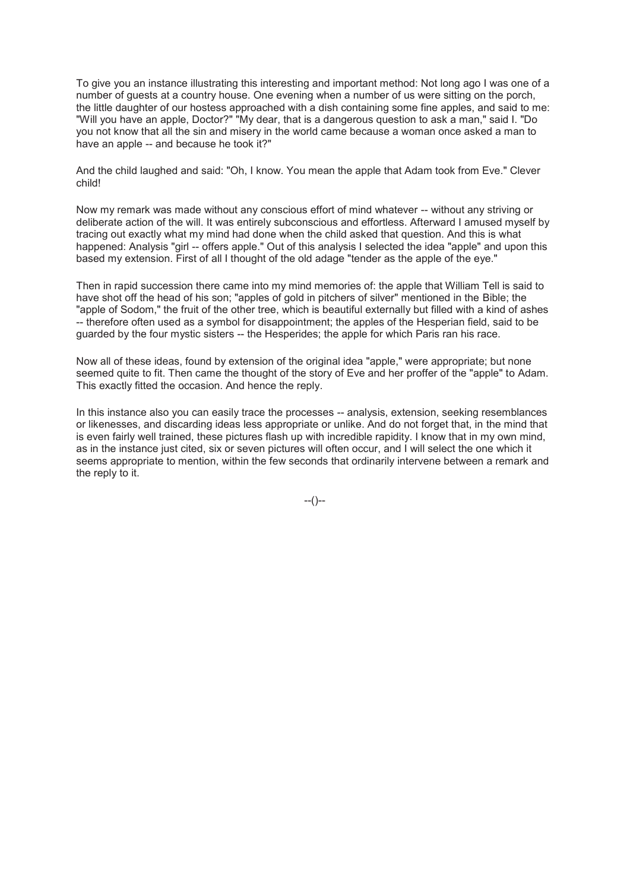To give you an instance illustrating this interesting and important method: Not long ago I was one of a number of guests at a country house. One evening when a number of us were sitting on the porch, the little daughter of our hostess approached with a dish containing some fine apples, and said to me: "Will you have an apple, Doctor?" "My dear, that is a dangerous question to ask a man," said I. "Do you not know that all the sin and misery in the world came because a woman once asked a man to have an apple -- and because he took it?"

And the child laughed and said: "Oh, I know. You mean the apple that Adam took from Eve." Clever child!

Now my remark was made without any conscious effort of mind whatever -- without any striving or deliberate action of the will. It was entirely subconscious and effortless. Afterward I amused myself by tracing out exactly what my mind had done when the child asked that question. And this is what happened: Analysis "girl -- offers apple." Out of this analysis I selected the idea "apple" and upon this based my extension. First of all I thought of the old adage "tender as the apple of the eye."

Then in rapid succession there came into my mind memories of: the apple that William Tell is said to have shot off the head of his son; "apples of gold in pitchers of silver" mentioned in the Bible; the "apple of Sodom," the fruit of the other tree, which is beautiful externally but filled with a kind of ashes -- therefore often used as a symbol for disappointment; the apples of the Hesperian field, said to be guarded by the four mystic sisters -- the Hesperides; the apple for which Paris ran his race.

Now all of these ideas, found by extension of the original idea "apple," were appropriate; but none seemed quite to fit. Then came the thought of the story of Eve and her proffer of the "apple" to Adam. This exactly fitted the occasion. And hence the reply.

In this instance also you can easily trace the processes -- analysis, extension, seeking resemblances or likenesses, and discarding ideas less appropriate or unlike. And do not forget that, in the mind that is even fairly well trained, these pictures flash up with incredible rapidity. I know that in my own mind, as in the instance just cited, six or seven pictures will often occur, and I will select the one which it seems appropriate to mention, within the few seconds that ordinarily intervene between a remark and the reply to it.

--()--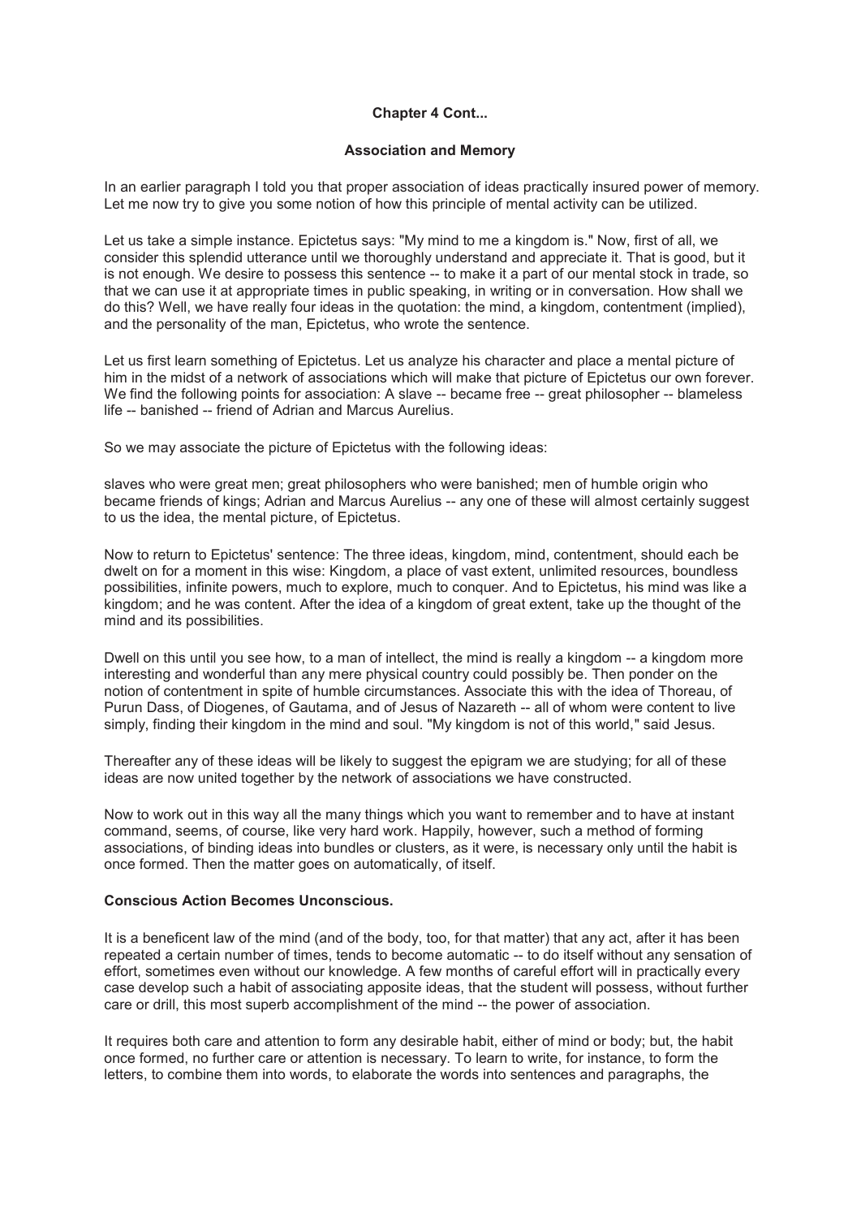**Chapter 4 Cont...**

**Association and Memory**

In an earlier paragraph I told you that proper association of ideas practically insured power of memory. Let me now try to give you some notion of how this principle of mental activity can be utilized.

Let us take a simple instance. Epictetus says: "My mind to me a kingdom is." Now, first of all, we consider this splendid utterance until we thoroughly understand and appreciate it. That is good, but it is not enough. We desire to possess this sentence -- to make it a part of our mental stock in trade, so that we can use it at appropriate times in public speaking, in writing or in conversation. How shall we do this? Well, we have really four ideas in the quotation: the mind, a kingdom, contentment (implied), and the personality of the man, Epictetus, who wrote the sentence.

Let us first learn something of Epictetus. Let us analyze his character and place a mental picture of him in the midst of a network of associations which will make that picture of Epictetus our own forever. We find the following points for association: A slave -- became free -- great philosopher -- blameless life -- banished -- friend of Adrian and Marcus Aurelius.

So we may associate the picture of Epictetus with the following ideas:

slaves who were great men; great philosophers who were banished; men of humble origin who became friends of kings; Adrian and Marcus Aurelius -- any one of these will almost certainly suggest to us the idea, the mental picture, of Epictetus.

Now to return to Epictetus' sentence: The three ideas, kingdom, mind, contentment, should each be dwelt on for a moment in this wise: Kingdom, a place of vast extent, unlimited resources, boundless possibilities, infinite powers, much to explore, much to conquer. And to Epictetus, his mind was like a kingdom; and he was content. After the idea of a kingdom of great extent, take up the thought of the mind and its possibilities.

Dwell on this until you see how, to a man of intellect, the mind is really a kingdom -- a kingdom more interesting and wonderful than any mere physical country could possibly be. Then ponder on the notion of contentment in spite of humble circumstances. Associate this with the idea of Thoreau, of Purun Dass, of Diogenes, of Gautama, and of Jesus of Nazareth -- all of whom were content to live simply, finding their kingdom in the mind and soul. "My kingdom is not of this world," said Jesus.

Thereafter any of these ideas will be likely to suggest the epigram we are studying; for all of these ideas are now united together by the network of associations we have constructed.

Now to work out in this way all the many things which you want to remember and to have at instant command, seems, of course, like very hard work. Happily, however, such a method of forming associations, of binding ideas into bundles or clusters, as it were, is necessary only until the habit is once formed. Then the matter goes on automatically, of itself.

**Conscious Action Becomes Unconscious.**

It is a beneficent law of the mind (and of the body, too, for that matter) that any act, after it has been repeated a certain number of times, tends to become automatic -- to do itself without any sensation of effort, sometimes even without our knowledge. A few months of careful effort will in practically every case develop such a habit of associating apposite ideas, that the student will possess, without further care or drill, this most superb accomplishment of the mind -- the power of association.

It requires both care and attention to form any desirable habit, either of mind or body; but, the habit once formed, no further care or attention is necessary. To learn to write, for instance, to form the letters, to combine them into words, to elaborate the words into sentences and paragraphs, the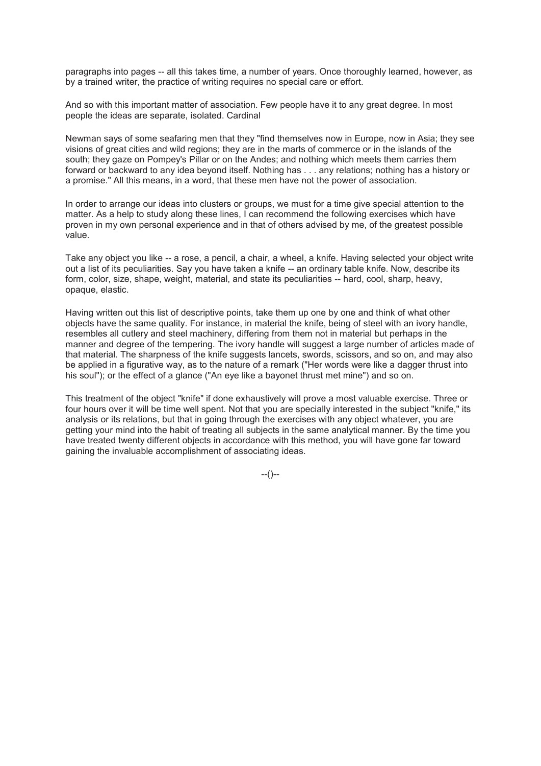paragraphs into pages -- all this takes time, a number of years. Once thoroughly learned, however, as by a trained writer, the practice of writing requires no special care or effort.

And so with this important matter of association. Few people have it to any great degree. In most people the ideas are separate, isolated. Cardinal

Newman says of some seafaring men that they "find themselves now in Europe, now in Asia; they see visions of great cities and wild regions; they are in the marts of commerce or in the islands of the south; they gaze on Pompey's Pillar or on the Andes; and nothing which meets them carries them forward or backward to any idea beyond itself. Nothing has . . . any relations; nothing has a history or a promise." All this means, in a word, that these men have not the power of association.

In order to arrange our ideas into clusters or groups, we must for a time give special attention to the matter. As a help to study along these lines, I can recommend the following exercises which have proven in my own personal experience and in that of others advised by me, of the greatest possible value.

Take any object you like -- a rose, a pencil, a chair, a wheel, a knife. Having selected your object write out a list of its peculiarities. Say you have taken a knife -- an ordinary table knife. Now, describe its form, color, size, shape, weight, material, and state its peculiarities -- hard, cool, sharp, heavy, opaque, elastic.

Having written out this list of descriptive points, take them up one by one and think of what other objects have the same quality. For instance, in material the knife, being of steel with an ivory handle, resembles all cutlery and steel machinery, differing from them not in material but perhaps in the manner and degree of the tempering. The ivory handle will suggest a large number of articles made of that material. The sharpness of the knife suggests lancets, swords, scissors, and so on, and may also be applied in a figurative way, as to the nature of a remark ("Her words were like a dagger thrust into his soul"); or the effect of a glance ("An eye like a bayonet thrust met mine") and so on.

This treatment of the object "knife" if done exhaustively will prove a most valuable exercise. Three or four hours over it will be time well spent. Not that you are specially interested in the subject "knife," its analysis or its relations, but that in going through the exercises with any object whatever, you are getting your mind into the habit of treating all subjects in the same analytical manner. By the time you have treated twenty different objects in accordance with this method, you will have gone far toward gaining the invaluable accomplishment of associating ideas.

--()--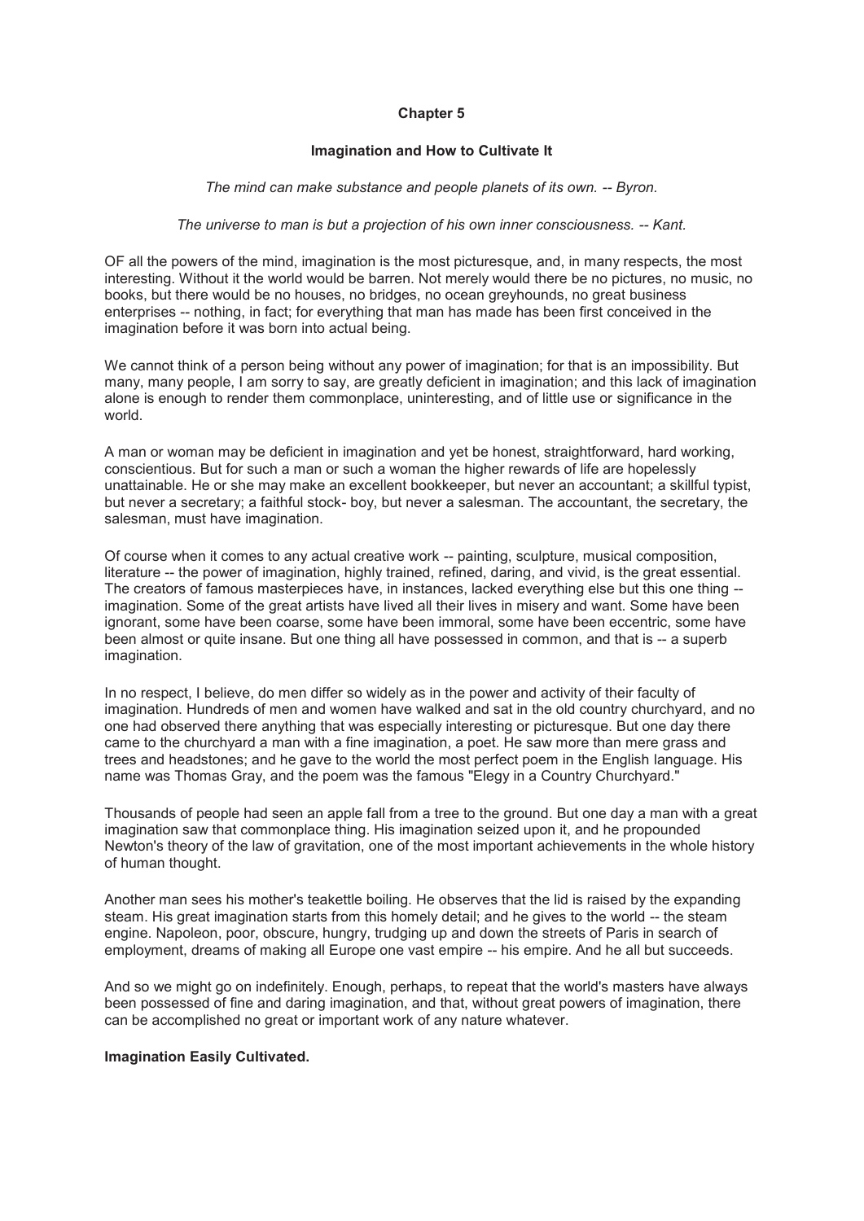## Chapter 5

### Imagination and How to Cultivate It

*The mind can make substance and people planets of its own. -- Byron.*

*The universe to man is but a projection of his own inner consciousness. -- Kant.*

OF all the powers of the mind, imagination is the most picturesque, and, in many respects, the most interesting. Without it the world would be barren. Not merely would there be no pictures, no music, no books, but there would be no houses, no bridges, no ocean greyhounds, no great business enterprises -- nothing, in fact; for everything that man has made has been first conceived in the imagination before it was born into actual being.

We cannot think of a person being without any power of imagination; for that is an impossibility. But many, many people, I am sorry to say, are greatly deficient in imagination; and this lack of imagination alone is enough to render them commonplace, uninteresting, and of little use or significance in the world.

A man or woman may be deficient in imagination and yet be honest, straightforward, hard working, conscientious. But for such a man or such a woman the higher rewards of life are hopelessly unattainable. He or she may make an excellent bookkeeper, but never an accountant; a skillful typist, but never a secretary; a faithful stock- boy, but never a salesman. The accountant, the secretary, the salesman, must have imagination.

Of course when it comes to any actual creative work -- painting, sculpture, musical composition, literature -- the power of imagination, highly trained, refined, daring, and vivid, is the great essential. The creators of famous masterpieces have, in instances, lacked everything else but this one thing -- imagination. Some of the great artists have lived all their lives in misery and want. Some have been ignorant, some have been coarse, some have been immoral, some have been eccentric, some have been almost or quite insane. But one thing all have possessed in common, and that is -- a superb imagination.

In no respect, I believe, do men differ so widely as in the power and activity of their faculty of imagination. Hundreds of men and women have walked and sat in the old country churchyard, and no one had observed there anything that was especially interesting or picturesque. But one day there came to the churchyard a man with a fine imagination, a poet. He saw more than mere grass and trees and headstones; and he gave to the world the most perfect poem in the English language. His name was Thomas Gray, and the poem was the famous "Elegy in a Country Churchyard."

Thousands of people had seen an apple fall from a tree to the ground. But one day a man with a great imagination saw that commonplace thing. His imagination seized upon it, and he propounded Newton's theory of the law of gravitation, one of the most important achievements in the whole history of human thought.

Another man sees his mother's teakettle boiling. He observes that the lid is raised by the expanding steam. His great imagination starts from this homely detail; and he gives to the world -- the steam engine. Napoleon, poor, obscure, hungry, trudging up and down the streets of Paris in search of employment, dreams of making all Europe one vast empire -- his empire. And he all but succeeds.

And so we might go on indefinitely. Enough, perhaps, to repeat that the world's masters have always been possessed of fine and daring imagination, and that, without great powers of imagination, there can be accomplished no great or important work of any nature whatever.

**Imagination Easily Cultivated.**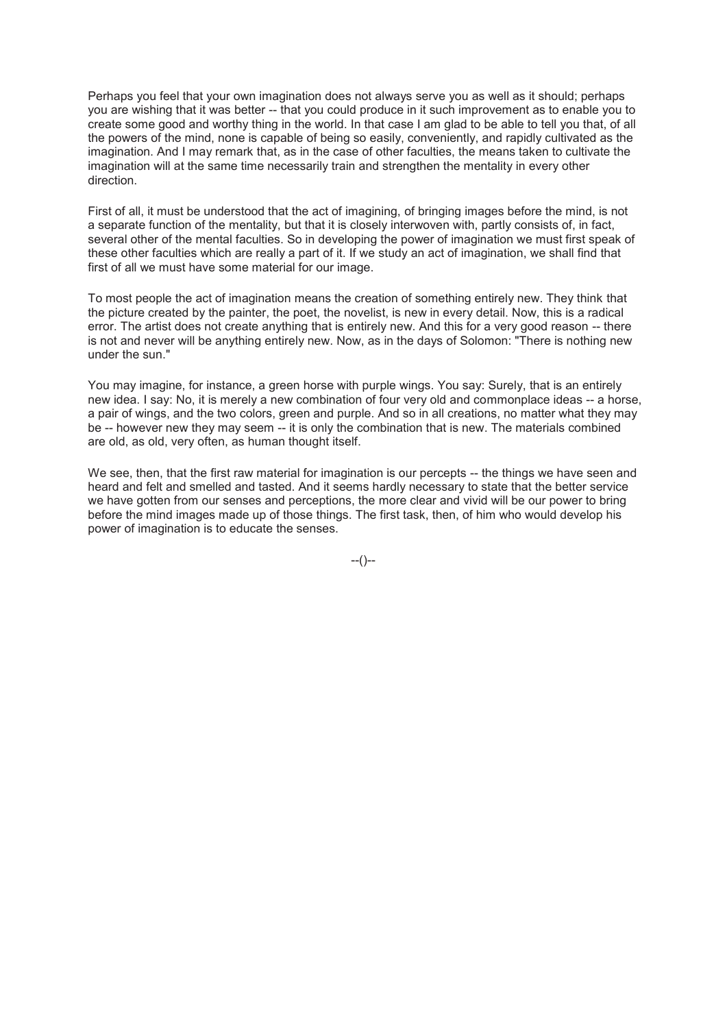Perhaps you feel that your own imagination does not always serve you as well as it should; perhaps you are wishing that it was better -- that you could produce in it such improvement as to enable you to create some good and worthy thing in the world. In that case I am glad to be able to tell you that, of all the powers of the mind, none is capable of being so easily, conveniently, and rapidly cultivated as the imagination. And I may remark that, as in the case of other faculties, the means taken to cultivate the imagination will at the same time necessarily train and strengthen the mentality in every other direction.

First of all, it must be understood that the act of imagining, of bringing images before the mind, is not a separate function of the mentality, but that it is closely interwoven with, partly consists of, in fact, several other of the mental faculties. So in developing the power of imagination we must first speak of these other faculties which are really a part of it. If we study an act of imagination, we shall find that first of all we must have some material for our image.

To most people the act of imagination means the creation of something entirely new. They think that the picture created by the painter, the poet, the novelist, is new in every detail. Now, this is a radical error. The artist does not create anything that is entirely new. And this for a very good reason -- there is not and never will be anything entirely new. Now, as in the days of Solomon: "There is nothing new under the sun."

You may imagine, for instance, a green horse with purple wings. You say: Surely, that is an entirely new idea. I say: No, it is merely a new combination of four very old and commonplace ideas -- a horse, a pair of wings, and the two colors, green and purple. And so in all creations, no matter what they may be -- however new they may seem -- it is only the combination that is new. The materials combined are old, as old, very often, as human thought itself.

We see, then, that the first raw material for imagination is our percepts -- the things we have seen and heard and felt and smelled and tasted. And it seems hardly necessary to state that the better service we have gotten from our senses and perceptions, the more clear and vivid will be our power to bring before the mind images made up of those things. The first task, then, of him who would develop his power of imagination is to educate the senses.

--()--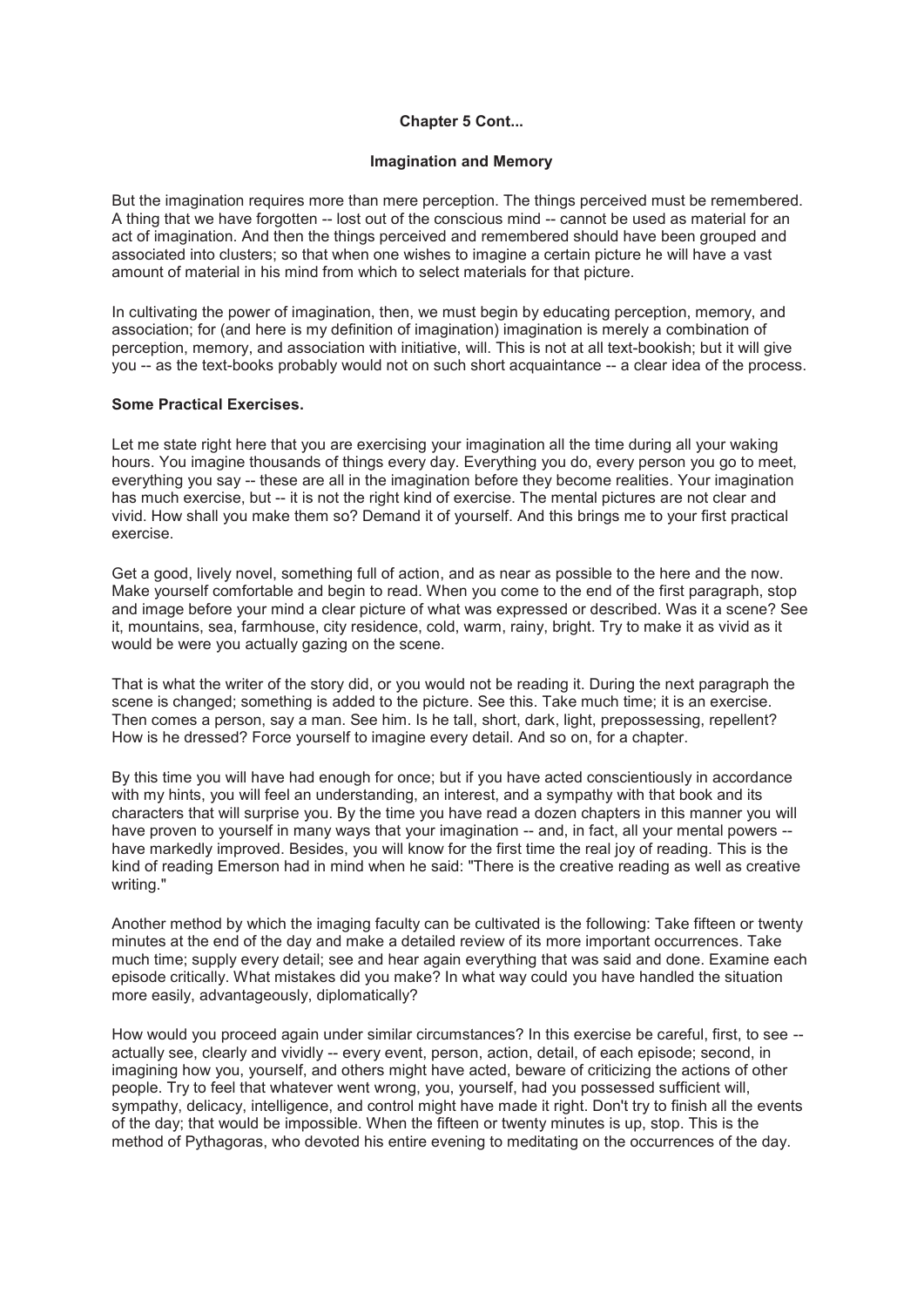**Chapter 5 Cont...**

**Imagination and Memory**

But the imagination requires more than mere perception. The things perceived must be remembered. A thing that we have forgotten -- lost out of the conscious mind -- cannot be used as material for an act of imagination. And then the things perceived and remembered should have been grouped and associated into clusters; so that when one wishes to imagine a certain picture he will have a vast amount of material in his mind from which to select materials for that picture.

In cultivating the power of imagination, then, we must begin by educating perception, memory, and association; for (and here is my definition of imagination) imagination is merely a combination of perception, memory, and association with initiative, will. This is not at all text-bookish; but it will give you -- as the text-books probably would not on such short acquaintance -- a clear idea of the process.

**Some Practical Exercises.**

Let me state right here that you are exercising your imagination all the time during all your waking hours. You imagine thousands of things every day. Everything you do, every person you go to meet, everything you say -- these are all in the imagination before they become realities. Your imagination has much exercise, but -- it is not the right kind of exercise. The mental pictures are not clear and vivid. How shall you make them so? Demand it of yourself. And this brings me to your first practical exercise.

Get a good, lively novel, something full of action, and as near as possible to the here and the now. Make yourself comfortable and begin to read. When you come to the end of the first paragraph, stop and image before your mind a clear picture of what was expressed or described. Was it a scene? See it, mountains, sea, farmhouse, city residence, cold, warm, rainy, bright. Try to make it as vivid as it would be were you actually gazing on the scene.

That is what the writer of the story did, or you would not be reading it. During the next paragraph the scene is changed; something is added to the picture. See this. Take much time; it is an exercise. Then comes a person, say a man. See him. Is he tall, short, dark, light, prepossessing, repellent? How is he dressed? Force yourself to imagine every detail. And so on, for a chapter.

By this time you will have had enough for once; but if you have acted conscientiously in accordance with my hints, you will feel an understanding, an interest, and a sympathy with that book and its characters that will surprise you. By the time you have read a dozen chapters in this manner you will have proven to yourself in many ways that your imagination -- and, in fact, all your mental powers -- have markedly improved. Besides, you will know for the first time the real joy of reading. This is the kind of reading Emerson had in mind when he said: "There is the creative reading as well as creative writing."

Another method by which the imaging faculty can be cultivated is the following: Take fifteen or twenty minutes at the end of the day and make a detailed review of its more important occurrences. Take much time; supply every detail; see and hear again everything that was said and done. Examine each episode critically. What mistakes did you make? In what way could you have handled the situation more easily, advantageously, diplomatically?

How would you proceed again under similar circumstances? In this exercise be careful, first, to see -- actually see, clearly and vividly -- every event, person, action, detail, of each episode; second, in imagining how you, yourself, and others might have acted, beware of criticizing the actions of other people. Try to feel that whatever went wrong, you, yourself, had you possessed sufficient will, sympathy, delicacy, intelligence, and control might have made it right. Don't try to finish all the events of the day; that would be impossible. When the fifteen or twenty minutes is up, stop. This is the method of Pythagoras, who devoted his entire evening to meditating on the occurrences of the day.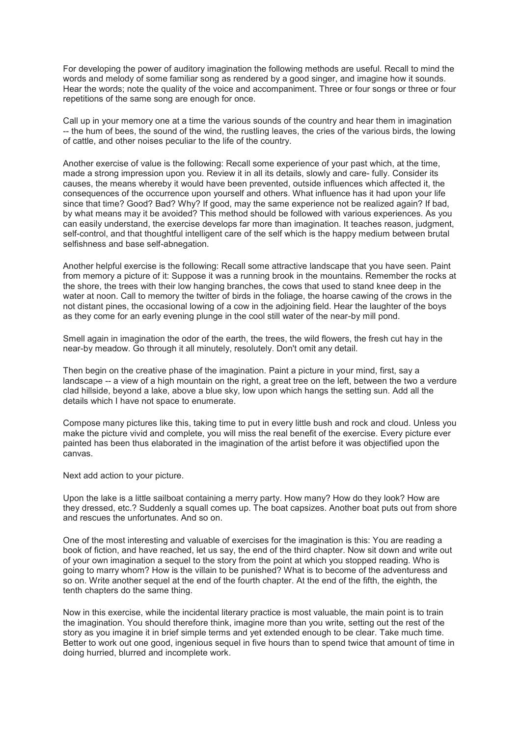For developing the power of auditory imagination the following methods are useful. Recall to mind the words and melody of some familiar song as rendered by a good singer, and imagine how it sounds. Hear the words; note the quality of the voice and accompaniment. Three or four songs or three or four repetitions of the same song are enough for once.

Call up in your memory one at a time the various sounds of the country and hear them in imagination -- the hum of bees, the sound of the wind, the rustling leaves, the cries of the various birds, the lowing of cattle, and other noises peculiar to the life of the country.

Another exercise of value is the following: Recall some experience of your past which, at the time, made a strong impression upon you. Review it in all its details, slowly and care- fully. Consider its causes, the means whereby it would have been prevented, outside influences which affected it, the consequences of the occurrence upon yourself and others. What influence has it had upon your life since that time? Good? Bad? Why? If good, may the same experience not be realized again? If bad, by what means may it be avoided? This method should be followed with various experiences. As you can easily understand, the exercise develops far more than imagination. It teaches reason, judgment, self-control, and that thoughtful intelligent care of the self which is the happy medium between brutal selfishness and base self-abnegation.

Another helpful exercise is the following: Recall some attractive landscape that you have seen. Paint from memory a picture of it: Suppose it was a running brook in the mountains. Remember the rocks at the shore, the trees with their low hanging branches, the cows that used to stand knee deep in the water at noon. Call to memory the twitter of birds in the foliage, the hoarse cawing of the crows in the not distant pines, the occasional lowing of a cow in the adjoining field. Hear the laughter of the boys as they come for an early evening plunge in the cool still water of the near-by mill pond.

Smell again in imagination the odor of the earth, the trees, the wild flowers, the fresh cut hay in the near-by meadow. Go through it all minutely, resolutely. Don't omit any detail.

Then begin on the creative phase of the imagination. Paint a picture in your mind, first, say a landscape -- a view of a high mountain on the right, a great tree on the left, between the two a verdure clad hillside, beyond a lake, above a blue sky, low upon which hangs the setting sun. Add all the details which I have not space to enumerate.

Compose many pictures like this, taking time to put in every little bush and rock and cloud. Unless you make the picture vivid and complete, you will miss the real benefit of the exercise. Every picture ever painted has been thus elaborated in the imagination of the artist before it was objectified upon the canvas.

Next add action to your picture.

Upon the lake is a little sailboat containing a merry party. How many? How do they look? How are they dressed, etc.? Suddenly a squall comes up. The boat capsizes. Another boat puts out from shore and rescues the unfortunates. And so on.

One of the most interesting and valuable of exercises for the imagination is this: You are reading a book of fiction, and have reached, let us say, the end of the third chapter. Now sit down and write out of your own imagination a sequel to the story from the point at which you stopped reading. Who is going to marry whom? How is the villain to be punished? What is to become of the adventuress and so on. Write another sequel at the end of the fourth chapter. At the end of the fifth, the eighth, the tenth chapters do the same thing.

Now in this exercise, while the incidental literary practice is most valuable, the main point is to train the imagination. You should therefore think, imagine more than you write, setting out the rest of the story as you imagine it in brief simple terms and yet extended enough to be clear. Take much time. Better to work out one good, ingenious sequel in five hours than to spend twice that amount of time in doing hurried, blurred and incomplete work.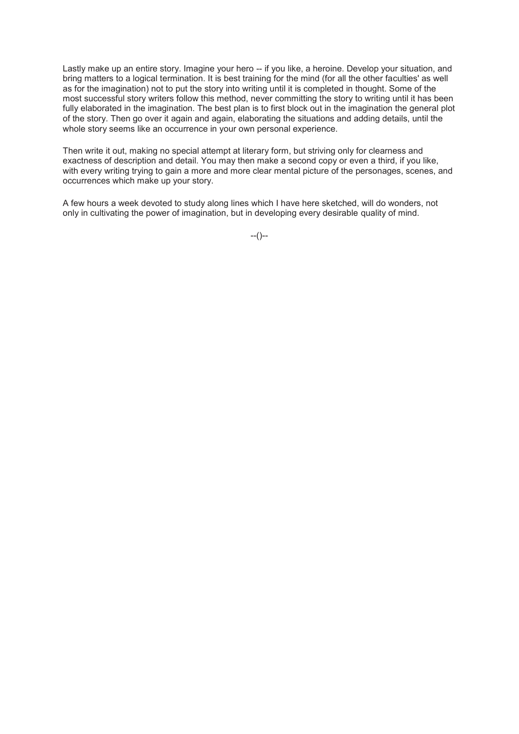Lastly make up an entire story. Imagine your hero -- if you like, a heroine. Develop your situation, and bring matters to a logical termination. It is best training for the mind (for all the other faculties' as well as for the imagination) not to put the story into writing until it is completed in thought. Some of the most successful story writers follow this method, never committing the story to writing until it has been fully elaborated in the imagination. The best plan is to first block out in the imagination the general plot of the story. Then go over it again and again, elaborating the situations and adding details, until the whole story seems like an occurrence in your own personal experience.

Then write it out, making no special attempt at literary form, but striving only for clearness and exactness of description and detail. You may then make a second copy or even a third, if you like, with every writing trying to gain a more and more clear mental picture of the personages, scenes, and occurrences which make up your story.

A few hours a week devoted to study along lines which I have here sketched, will do wonders, not only in cultivating the power of imagination, but in developing every desirable quality of mind.

--()--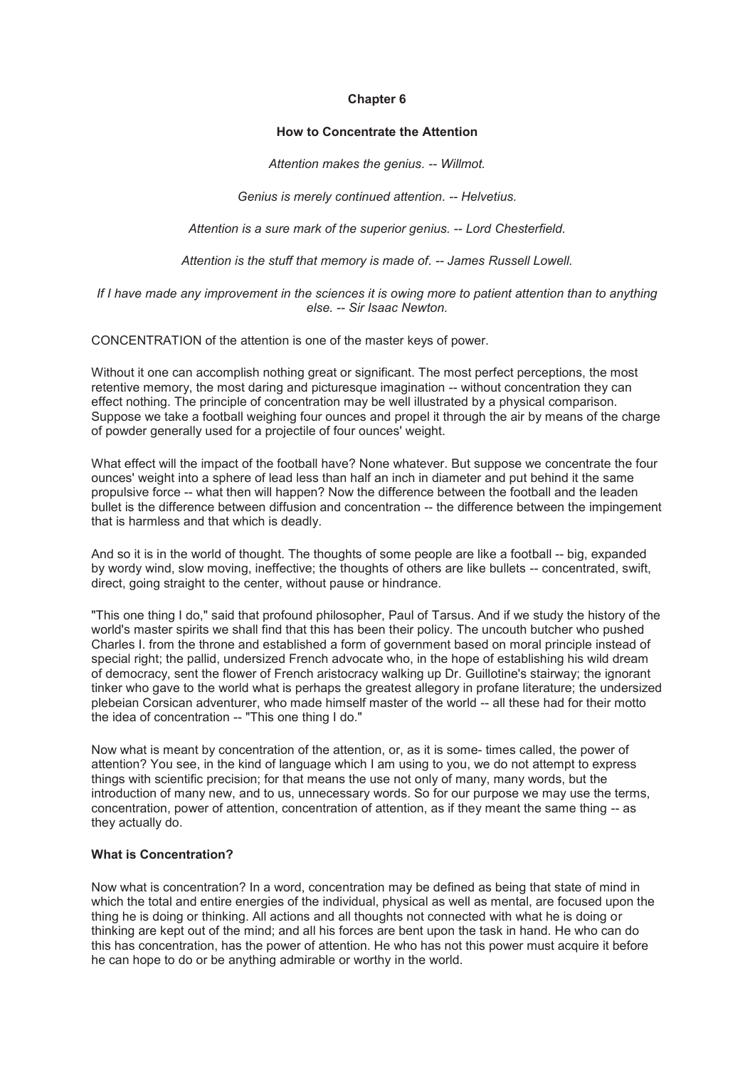## Chapter 6

### How to Concentrate the Attention

*Attention makes the genius. -- Willmot.*

*Genius is merely continued attention. -- Helvetius.*

*Attention is a sure mark of the superior genius. -- Lord Chesterfield.*

*Attention is the stuff that memory is made of. -- James Russell Lowell.*

*If I have made any improvement in the sciences it is owing more to patient attention than to anything else. -- Sir Isaac Newton.*

CONCENTRATION of the attention is one of the master keys of power.

Without it one can accomplish nothing great or significant. The most perfect perceptions, the most retentive memory, the most daring and picturesque imagination -- without concentration they can effect nothing. The principle of concentration may be well illustrated by a physical comparison. Suppose we take a football weighing four ounces and propel it through the air by means of the charge of powder generally used for a projectile of four ounces' weight.

What effect will the impact of the football have? None whatever. But suppose we concentrate the four ounces' weight into a sphere of lead less than half an inch in diameter and put behind it the same propulsive force -- what then will happen? Now the difference between the football and the leaden bullet is the difference between diffusion and concentration -- the difference between the impingement that is harmless and that which is deadly.

And so it is in the world of thought. The thoughts of some people are like a football -- big, expanded by wordy wind, slow moving, ineffective; the thoughts of others are like bullets -- concentrated, swift, direct, going straight to the center, without pause or hindrance.

"This one thing I do," said that profound philosopher, Paul of Tarsus. And if we study the history of the world's master spirits we shall find that this has been their policy. The uncouth butcher who pushed Charles I. from the throne and established a form of government based on moral principle instead of special right; the pallid, undersized French advocate who, in the hope of establishing his wild dream of democracy, sent the flower of French aristocracy walking up Dr. Guillotine's stairway; the ignorant tinker who gave to the world what is perhaps the greatest allegory in profane literature; the undersized plebeian Corsican adventurer, who made himself master of the world -- all these had for their motto the idea of concentration -- "This one thing I do."

Now what is meant by concentration of the attention, or, as it is some- times called, the power of attention? You see, in the kind of language which I am using to you, we do not attempt to express things with scientific precision; for that means the use not only of many, many words, but the introduction of many new, and to us, unnecessary words. So for our purpose we may use the terms, concentration, power of attention, concentration of attention, as if they meant the same thing -- as they actually do.

### What is Concentration?

Now what is concentration? In a word, concentration may be defined as being that state of mind in which the total and entire energies of the individual, physical as well as mental, are focused upon the thing he is doing or thinking. All actions and all thoughts not connected with what he is doing or thinking are kept out of the mind; and all his forces are bent upon the task in hand. He who can do this has concentration, has the power of attention. He who has not this power must acquire it before he can hope to do or be anything admirable or worthy in the world.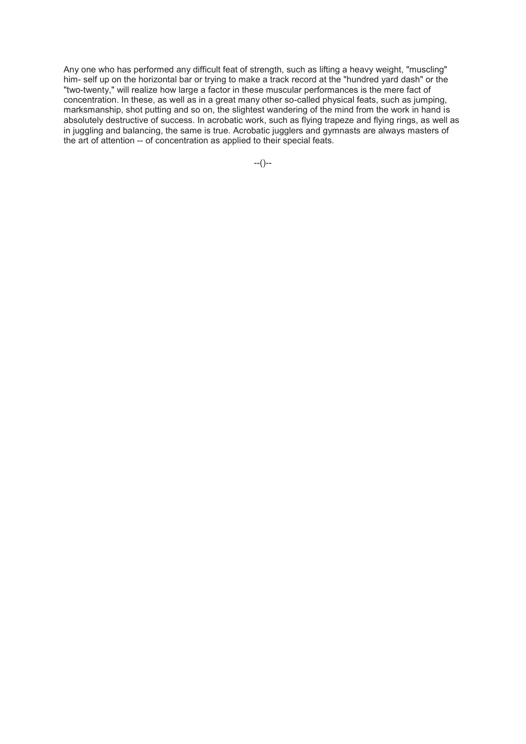Any one who has performed any difficult feat of strength, such as lifting a heavy weight, "muscling" him- self up on the horizontal bar or trying to make a track record at the "hundred yard dash" or the "two-twenty," will realize how large a factor in these muscular performances is the mere fact of concentration. In these, as well as in a great many other so-called physical feats, such as jumping, marksmanship, shot putting and so on, the slightest wandering of the mind from the work in hand is absolutely destructive of success. In acrobatic work, such as flying trapeze and flying rings, as well as in juggling and balancing, the same is true. Acrobatic jugglers and gymnasts are always masters of the art of attention -- of concentration as applied to their special feats.

--()--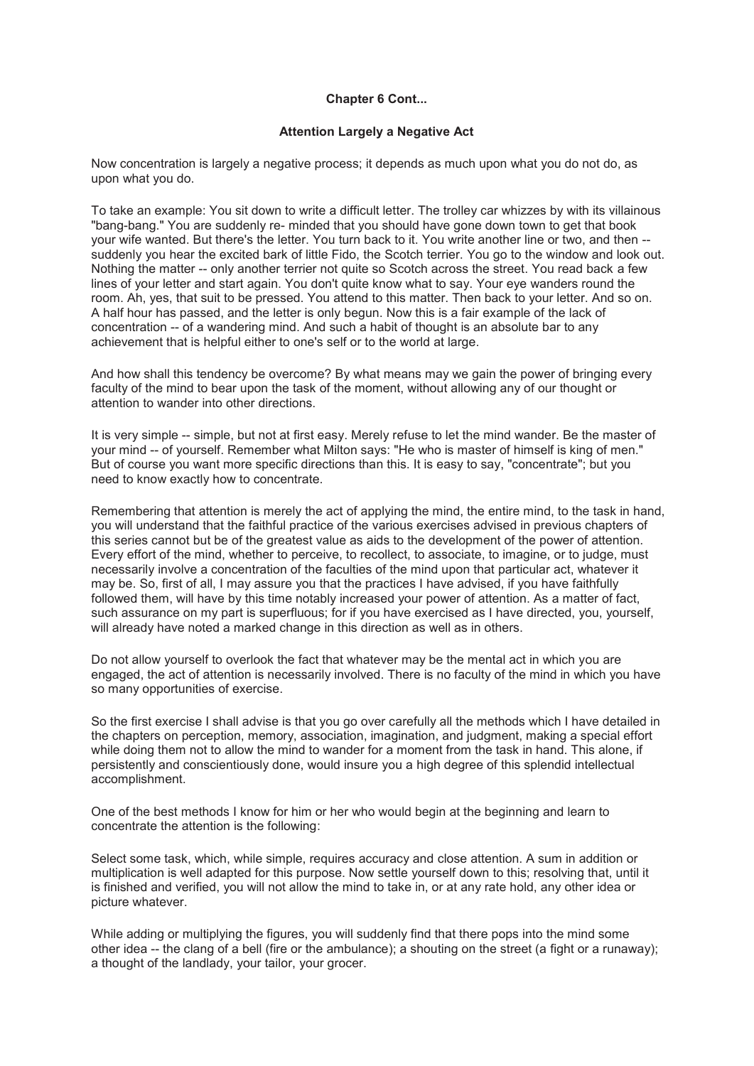**Chapter 6 Cont...**

**Attention Largely a Negative Act**

Now concentration is largely a negative process; it depends as much upon what you do not do, as upon what you do.

To take an example: You sit down to write a difficult letter. The trolley car whizzes by with its villainous "bang-bang." You are suddenly re- minded that you should have gone down town to get that book your wife wanted. But there's the letter. You turn back to it. You write another line or two, and then -- suddenly you hear the excited bark of little Fido, the Scotch terrier. You go to the window and look out. Nothing the matter -- only another terrier not quite so Scotch across the street. You read back a few lines of your letter and start again. You don't quite know what to say. Your eye wanders round the room. Ah, yes, that suit to be pressed. You attend to this matter. Then back to your letter. And so on. A half hour has passed, and the letter is only begun. Now this is a fair example of the lack of concentration -- of a wandering mind. And such a habit of thought is an absolute bar to any achievement that is helpful either to one's self or to the world at large.

And how shall this tendency be overcome? By what means may we gain the power of bringing every faculty of the mind to bear upon the task of the moment, without allowing any of our thought or attention to wander into other directions.

It is very simple -- simple, but not at first easy. Merely refuse to let the mind wander. Be the master of your mind -- of yourself. Remember what Milton says: "He who is master of himself is king of men." But of course you want more specific directions than this. It is easy to say, "concentrate"; but you need to know exactly how to concentrate.

Remembering that attention is merely the act of applying the mind, the entire mind, to the task in hand, you will understand that the faithful practice of the various exercises advised in previous chapters of this series cannot but be of the greatest value as aids to the development of the power of attention. Every effort of the mind, whether to perceive, to recollect, to associate, to imagine, or to judge, must necessarily involve a concentration of the faculties of the mind upon that particular act, whatever it may be. So, first of all, I may assure you that the practices I have advised, if you have faithfully followed them, will have by this time notably increased your power of attention. As a matter of fact, such assurance on my part is superfluous; for if you have exercised as I have directed, you, yourself, will already have noted a marked change in this direction as well as in others.

Do not allow yourself to overlook the fact that whatever may be the mental act in which you are engaged, the act of attention is necessarily involved. There is no faculty of the mind in which you have so many opportunities of exercise.

So the first exercise I shall advise is that you go over carefully all the methods which I have detailed in the chapters on perception, memory, association, imagination, and judgment, making a special effort while doing them not to allow the mind to wander for a moment from the task in hand. This alone, if persistently and conscientiously done, would insure you a high degree of this splendid intellectual accomplishment.

One of the best methods I know for him or her who would begin at the beginning and learn to concentrate the attention is the following:

Select some task, which, while simple, requires accuracy and close attention. A sum in addition or multiplication is well adapted for this purpose. Now settle yourself down to this; resolving that, until it is finished and verified, you will not allow the mind to take in, or at any rate hold, any other idea or picture whatever.

While adding or multiplying the figures, you will suddenly find that there pops into the mind some other idea -- the clang of a bell (fire or the ambulance); a shouting on the street (a fight or a runaway); a thought of the landlady, your tailor, your grocer.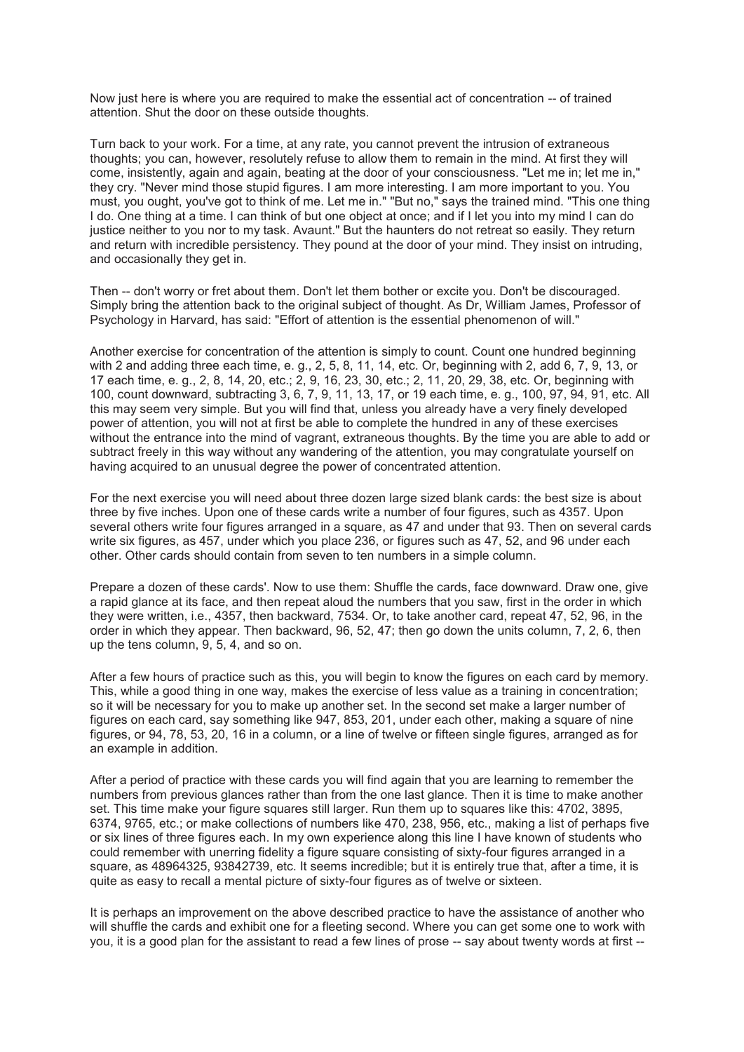Now just here is where you are required to make the essential act of concentration -- of trained attention. Shut the door on these outside thoughts.

Turn back to your work. For a time, at any rate, you cannot prevent the intrusion of extraneous thoughts; you can, however, resolutely refuse to allow them to remain in the mind. At first they will come, insistently, again and again, beating at the door of your consciousness. "Let me in; let me in," they cry. "Never mind those stupid figures. I am more interesting. I am more important to you. You must, you ought, you've got to think of me. Let me in." "But no," says the trained mind. "This one thing I do. One thing at a time. I can think of but one object at once; and if I let you into my mind I can do justice neither to you nor to my task. Avaunt." But the haunters do not retreat so easily. They return and return with incredible persistency. They pound at the door of your mind. They insist on intruding, and occasionally they get in.

Then -- don't worry or fret about them. Don't let them bother or excite you. Don't be discouraged. Simply bring the attention back to the original subject of thought. As Dr, William James, Professor of Psychology in Harvard, has said: "Effort of attention is the essential phenomenon of will."

Another exercise for concentration of the attention is simply to count. Count one hundred beginning with 2 and adding three each time, e. g., 2, 5, 8, 11, 14, etc. Or, beginning with 2, add 6, 7, 9, 13, or 17 each time, e. g., 2, 8, 14, 20, etc.; 2, 9, 16, 23, 30, etc.; 2, 11, 20, 29, 38, etc. Or, beginning with 100, count downward, subtracting 3, 6, 7, 9, 11, 13, 17, or 19 each time, e. g., 100, 97, 94, 91, etc. All this may seem very simple. But you will find that, unless you already have a very finely developed power of attention, you will not at first be able to complete the hundred in any of these exercises without the entrance into the mind of vagrant, extraneous thoughts. By the time you are able to add or subtract freely in this way without any wandering of the attention, you may congratulate yourself on having acquired to an unusual degree the power of concentrated attention.

For the next exercise you will need about three dozen large sized blank cards: the best size is about three by five inches. Upon one of these cards write a number of four figures, such as 4357. Upon several others write four figures arranged in a square, as 47 and under that 93. Then on several cards write six figures, as 457, under which you place 236, or figures such as 47, 52, and 96 under each other. Other cards should contain from seven to ten numbers in a simple column.

Prepare a dozen of these cards'. Now to use them: Shuffle the cards, face downward. Draw one, give a rapid glance at its face, and then repeat aloud the numbers that you saw, first in the order in which they were written, i.e., 4357, then backward, 7534. Or, to take another card, repeat 47, 52, 96, in the order in which they appear. Then backward, 96, 52, 47; then go down the units column, 7, 2, 6, then up the tens column, 9, 5, 4, and so on.

After a few hours of practice such as this, you will begin to know the figures on each card by memory. This, while a good thing in one way, makes the exercise of less value as a training in concentration; so it will be necessary for you to make up another set. In the second set make a larger number of figures on each card, say something like 947, 853, 201, under each other, making a square of nine figures, or 94, 78, 53, 20, 16 in a column, or a line of twelve or fifteen single figures, arranged as for an example in addition.

After a period of practice with these cards you will find again that you are learning to remember the numbers from previous glances rather than from the one last glance. Then it is time to make another set. This time make your figure squares still larger. Run them up to squares like this: 4702, 3895, 6374, 9765, etc.; or make collections of numbers like 470, 238, 956, etc., making a list of perhaps five or six lines of three figures each. In my own experience along this line I have known of students who could remember with unerring fidelity a figure square consisting of sixty-four figures arranged in a square, as 48964325, 93842739, etc. It seems incredible; but it is entirely true that, after a time, it is quite as easy to recall a mental picture of sixty-four figures as of twelve or sixteen.

It is perhaps an improvement on the above described practice to have the assistance of another who will shuffle the cards and exhibit one for a fleeting second. Where you can get some one to work with you, it is a good plan for the assistant to read a few lines of prose -- say about twenty words at first --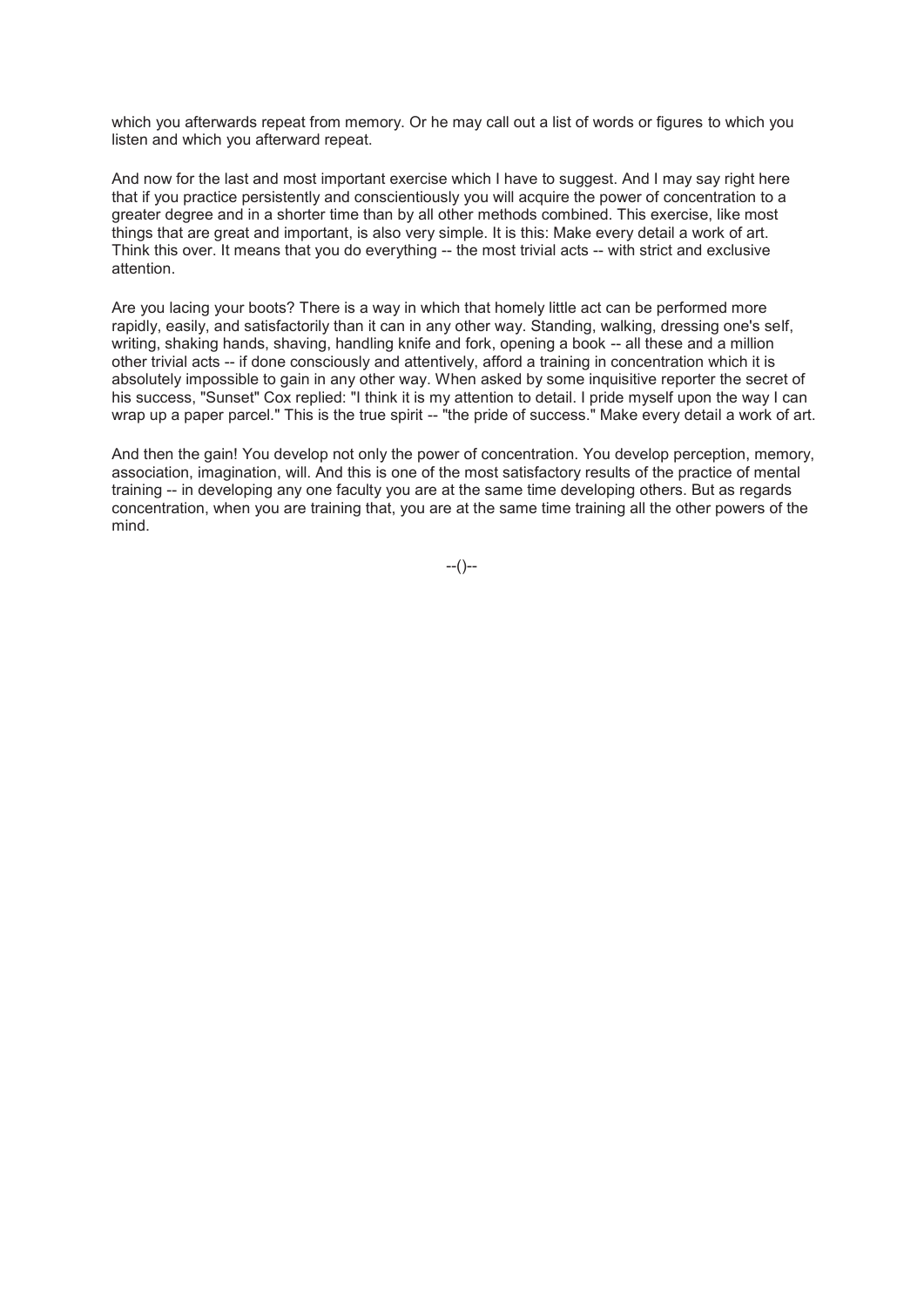which you afterwards repeat from memory. Or he may call out a list of words or figures to which you listen and which you afterward repeat.

And now for the last and most important exercise which I have to suggest. And I may say right here that if you practice persistently and conscientiously you will acquire the power of concentration to a greater degree and in a shorter time than by all other methods combined. This exercise, like most things that are great and important, is also very simple. It is this: Make every detail a work of art. Think this over. It means that you do everything -- the most trivial acts -- with strict and exclusive attention.

Are you lacing your boots? There is a way in which that homely little act can be performed more rapidly, easily, and satisfactorily than it can in any other way. Standing, walking, dressing one's self, writing, shaking hands, shaving, handling knife and fork, opening a book -- all these and a million other trivial acts -- if done consciously and attentively, afford a training in concentration which it is absolutely impossible to gain in any other way. When asked by some inquisitive reporter the secret of his success, "Sunset" Cox replied: "I think it is my attention to detail. I pride myself upon the way I can wrap up a paper parcel." This is the true spirit -- "the pride of success." Make every detail a work of art.

And then the gain! You develop not only the power of concentration. You develop perception, memory, association, imagination, will. And this is one of the most satisfactory results of the practice of mental training -- in developing any one faculty you are at the same time developing others. But as regards concentration, when you are training that, you are at the same time training all the other powers of the mind.

--()--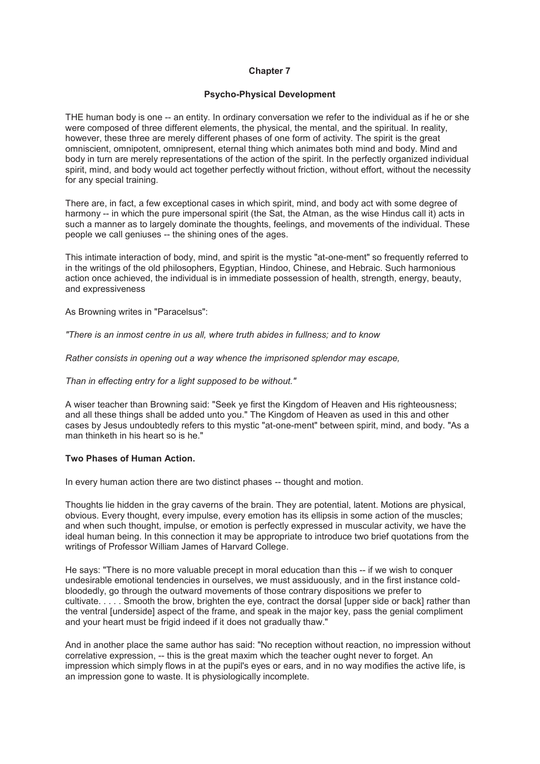## Chapter 7

### Psycho-Physical Development

THE human body is one -- an entity. In ordinary conversation we refer to the individual as if he or she were composed of three different elements, the physical, the mental, and the spiritual. In reality, however, these three are merely different phases of one form of activity. The spirit is the great omniscient, omnipotent, omnipresent, eternal thing which animates both mind and body. Mind and body in turn are merely representations of the action of the spirit. In the perfectly organized individual spirit, mind, and body would act together perfectly without friction, without effort, without the necessity for any special training.

There are, in fact, a few exceptional cases in which spirit, mind, and body act with some degree of harmony -- in which the pure impersonal spirit (the Sat, the Atman, as the wise Hindus call it) acts in such a manner as to largely dominate the thoughts, feelings, and movements of the individual. These people we call geniuses -- the shining ones of the ages.

This intimate interaction of body, mind, and spirit is the mystic "at-one-ment" so frequently referred to in the writings of the old philosophers, Egyptian, Hindoo, Chinese, and Hebraic. Such harmonious action once achieved, the individual is in immediate possession of health, strength, energy, beauty, and expressiveness

As Browning writes in "Paracelsus":

*"There is an inmost centre in us all, where truth abides in fullness; and to know*

*Rather consists in opening out a way whence the imprisoned splendor may escape,*

*Than in effecting entry for a light supposed to be without."*

A wiser teacher than Browning said: "Seek ye first the Kingdom of Heaven and His righteousness; and all these things shall be added unto you." The Kingdom of Heaven as used in this and other cases by Jesus undoubtedly refers to this mystic "at-one-ment" between spirit, mind, and body. "As a man thinketh in his heart so is he."

**Two Phases of Human Action.**

In every human action there are two distinct phases -- thought and motion.

Thoughts lie hidden in the gray caverns of the brain. They are potential, latent. Motions are physical, obvious. Every thought, every impulse, every emotion has its ellipsis in some action of the muscles; and when such thought, impulse, or emotion is perfectly expressed in muscular activity, we have the ideal human being. In this connection it may be appropriate to introduce two brief quotations from the writings of Professor William James of Harvard College.

He says: "There is no more valuable precept in moral education than this -- if we wish to conquer undesirable emotional tendencies in ourselves, we must assiduously, and in the first instance cold-bloodedly, go through the outward movements of those contrary dispositions we prefer to cultivate. . . . . Smooth the brow, brighten the eye, contract the dorsal [upper side or back] rather than the ventral [underside] aspect of the frame, and speak in the major key, pass the genial compliment and your heart must be frigid indeed if it does not gradually thaw."

And in another place the same author has said: "No reception without reaction, no impression without correlative expression, -- this is the great maxim which the teacher ought never to forget. An impression which simply flows in at the pupil's eyes or ears, and in no way modifies the active life, is an impression gone to waste. It is physiologically incomplete.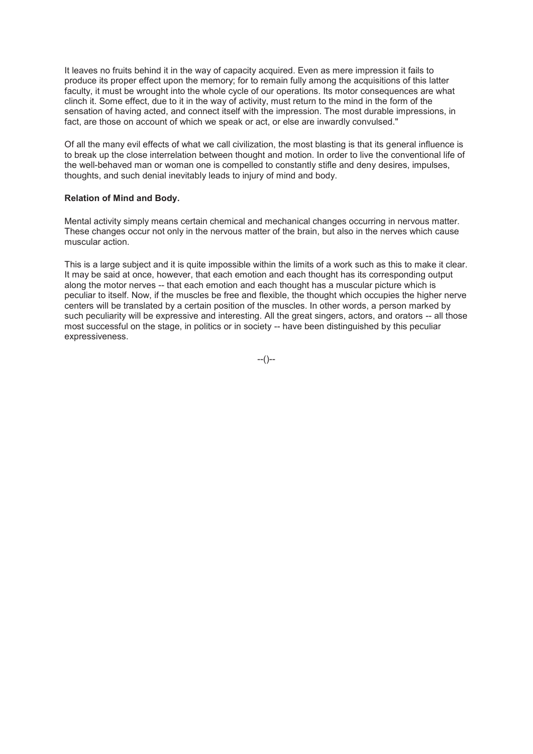It leaves no fruits behind it in the way of capacity acquired. Even as mere impression it fails to produce its proper effect upon the memory; for to remain fully among the acquisitions of this latter faculty, it must be wrought into the whole cycle of our operations. Its motor consequences are what clinch it. Some effect, due to it in the way of activity, must return to the mind in the form of the sensation of having acted, and connect itself with the impression. The most durable impressions, in fact, are those on account of which we speak or act, or else are inwardly convulsed."

Of all the many evil effects of what we call civilization, the most blasting is that its general influence is to break up the close interrelation between thought and motion. In order to live the conventional life of the well-behaved man or woman one is compelled to constantly stifle and deny desires, impulses, thoughts, and such denial inevitably leads to injury of mind and body.

**Relation of Mind and Body.**

Mental activity simply means certain chemical and mechanical changes occurring in nervous matter. These changes occur not only in the nervous matter of the brain, but also in the nerves which cause muscular action.

This is a large subject and it is quite impossible within the limits of a work such as this to make it clear. It may be said at once, however, that each emotion and each thought has its corresponding output along the motor nerves -- that each emotion and each thought has a muscular picture which is peculiar to itself. Now, if the muscles be free and flexible, the thought which occupies the higher nerve centers will be translated by a certain position of the muscles. In other words, a person marked by such peculiarity will be expressive and interesting. All the great singers, actors, and orators -- all those most successful on the stage, in politics or in society -- have been distinguished by this peculiar expressiveness.

--()--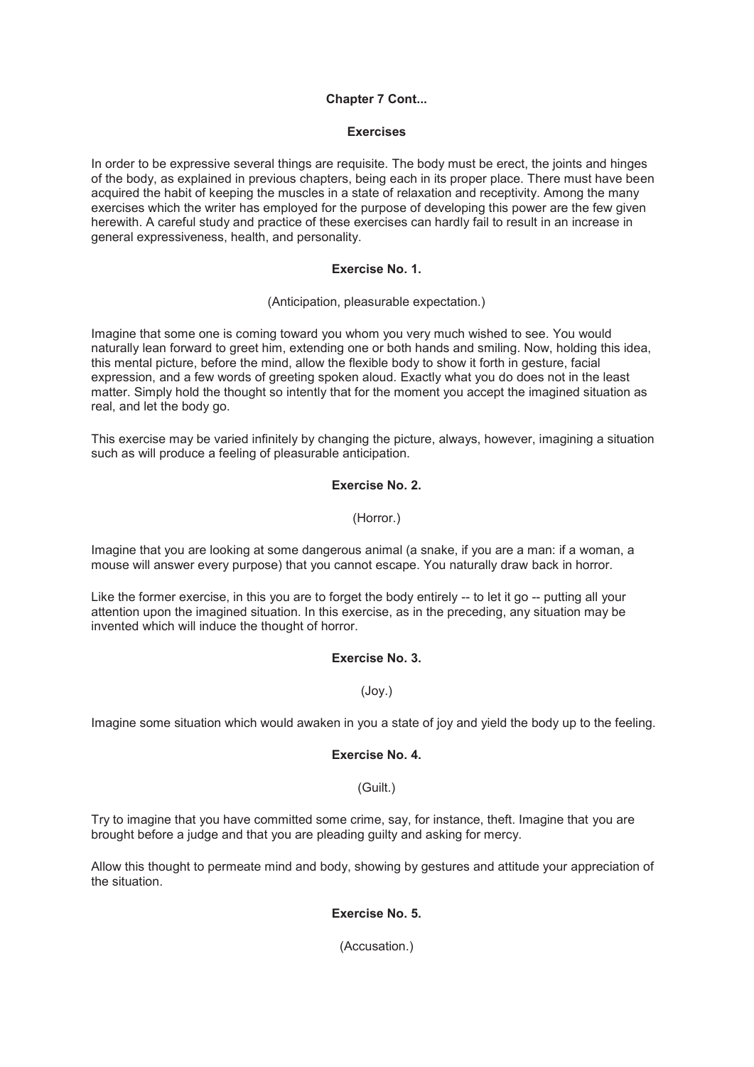**Chapter 7 Cont...**

**Exercises**

In order to be expressive several things are requisite. The body must be erect, the joints and hinges of the body, as explained in previous chapters, being each in its proper place. There must have been acquired the habit of keeping the muscles in a state of relaxation and receptivity. Among the many exercises which the writer has employed for the purpose of developing this power are the few given herewith. A careful study and practice of these exercises can hardly fail to result in an increase in general expressiveness, health, and personality.

**Exercise No. 1.**

(Anticipation, pleasurable expectation.)

Imagine that some one is coming toward you whom you very much wished to see. You would naturally lean forward to greet him, extending one or both hands and smiling. Now, holding this idea, this mental picture, before the mind, allow the flexible body to show it forth in gesture, facial expression, and a few words of greeting spoken aloud. Exactly what you do does not in the least matter. Simply hold the thought so intently that for the moment you accept the imagined situation as real, and let the body go.

This exercise may be varied infinitely by changing the picture, always, however, imagining a situation such as will produce a feeling of pleasurable anticipation.

**Exercise No. 2.**

(Horror.)

Imagine that you are looking at some dangerous animal (a snake, if you are a man: if a woman, a mouse will answer every purpose) that you cannot escape. You naturally draw back in horror.

Like the former exercise, in this you are to forget the body entirely -- to let it go -- putting all your attention upon the imagined situation. In this exercise, as in the preceding, any situation may be invented which will induce the thought of horror.

**Exercise No. 3.**

(Joy.)

Imagine some situation which would awaken in you a state of joy and yield the body up to the feeling.

**Exercise No. 4.**

(Guilt.)

Try to imagine that you have committed some crime, say, for instance, theft. Imagine that you are brought before a judge and that you are pleading guilty and asking for mercy.

Allow this thought to permeate mind and body, showing by gestures and attitude your appreciation of the situation.

**Exercise No. 5.**

(Accusation.)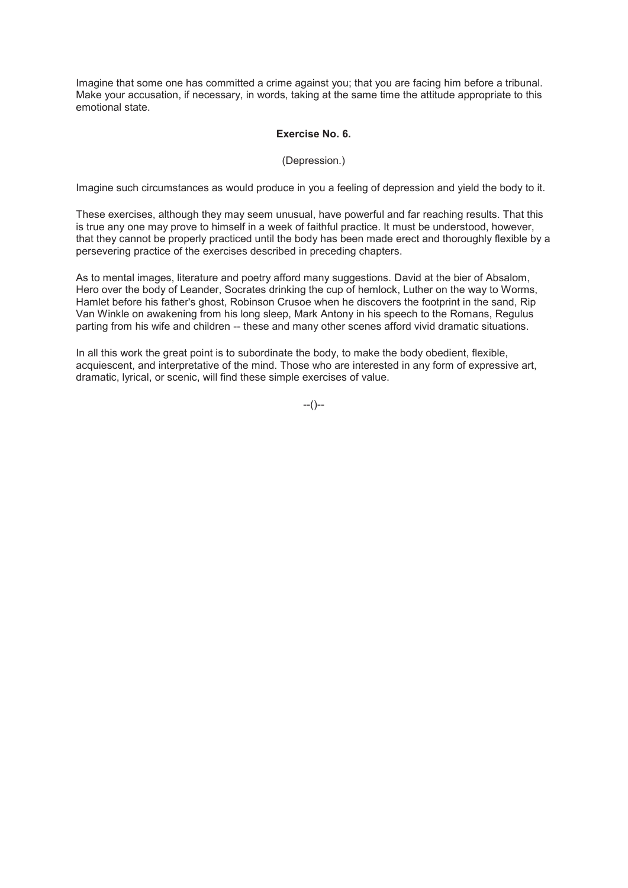Imagine that some one has committed a crime against you; that you are facing him before a tribunal. Make your accusation, if necessary, in words, taking at the same time the attitude appropriate to this emotional state.

**Exercise No. 6.**

(Depression.)

Imagine such circumstances as would produce in you a feeling of depression and yield the body to it.

These exercises, although they may seem unusual, have powerful and far reaching results. That this is true any one may prove to himself in a week of faithful practice. It must be understood, however, that they cannot be properly practiced until the body has been made erect and thoroughly flexible by a persevering practice of the exercises described in preceding chapters.

As to mental images, literature and poetry afford many suggestions. David at the bier of Absalom, Hero over the body of Leander, Socrates drinking the cup of hemlock, Luther on the way to Worms, Hamlet before his father's ghost, Robinson Crusoe when he discovers the footprint in the sand, Rip Van Winkle on awakening from his long sleep, Mark Antony in his speech to the Romans, Regulus parting from his wife and children -- these and many other scenes afford vivid dramatic situations.

In all this work the great point is to subordinate the body, to make the body obedient, flexible, acquiescent, and interpretative of the mind. Those who are interested in any form of expressive art, dramatic, lyrical, or scenic, will find these simple exercises of value.

--()--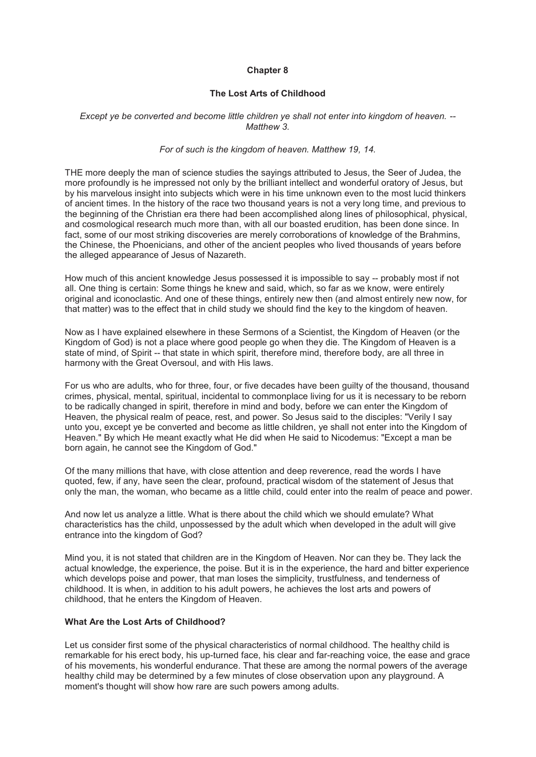## Chapter 8

### The Lost Arts of Childhood

*Except ye be converted and become little children ye shall not enter into kingdom of heaven. -- Matthew 3.*

*For of such is the kingdom of heaven. Matthew 19, 14.*

THE more deeply the man of science studies the sayings attributed to Jesus, the Seer of Judea, the more profoundly is he impressed not only by the brilliant intellect and wonderful oratory of Jesus, but by his marvelous insight into subjects which were in his time unknown even to the most lucid thinkers of ancient times. In the history of the race two thousand years is not a very long time, and previous to the beginning of the Christian era there had been accomplished along lines of philosophical, physical, and cosmological research much more than, with all our boasted erudition, has been done since. In fact, some of our most striking discoveries are merely corroborations of knowledge of the Brahmins, the Chinese, the Phoenicians, and other of the ancient peoples who lived thousands of years before the alleged appearance of Jesus of Nazareth.

How much of this ancient knowledge Jesus possessed it is impossible to say -- probably most if not all. One thing is certain: Some things he knew and said, which, so far as we know, were entirely original and iconoclastic. And one of these things, entirely new then (and almost entirely new now, for that matter) was to the effect that in child study we should find the key to the kingdom of heaven.

Now as I have explained elsewhere in these Sermons of a Scientist, the Kingdom of Heaven (or the Kingdom of God) is not a place where good people go when they die. The Kingdom of Heaven is a state of mind, of Spirit -- that state in which spirit, therefore mind, therefore body, are all three in harmony with the Great Oversoul, and with His laws.

For us who are adults, who for three, four, or five decades have been guilty of the thousand, thousand crimes, physical, mental, spiritual, incidental to commonplace living for us it is necessary to be reborn to be radically changed in spirit, therefore in mind and body, before we can enter the Kingdom of Heaven, the physical realm of peace, rest, and power. So Jesus said to the disciples: "Verily I say unto you, except ye be converted and become as little children, ye shall not enter into the Kingdom of Heaven." By which He meant exactly what He did when He said to Nicodemus: "Except a man be born again, he cannot see the Kingdom of God."

Of the many millions that have, with close attention and deep reverence, read the words I have quoted, few, if any, have seen the clear, profound, practical wisdom of the statement of Jesus that only the man, the woman, who became as a little child, could enter into the realm of peace and power.

And now let us analyze a little. What is there about the child which we should emulate? What characteristics has the child, unpossessed by the adult which when developed in the adult will give entrance into the kingdom of God?

Mind you, it is not stated that children are in the Kingdom of Heaven. Nor can they be. They lack the actual knowledge, the experience, the poise. But it is in the experience, the hard and bitter experience which develops poise and power, that man loses the simplicity, trustfulness, and tenderness of childhood. It is when, in addition to his adult powers, he achieves the lost arts and powers of childhood, that he enters the Kingdom of Heaven.

#### What Are the Lost Arts of Childhood?

Let us consider first some of the physical characteristics of normal childhood. The healthy child is remarkable for his erect body, his up-turned face, his clear and far-reaching voice, the ease and grace of his movements, his wonderful endurance. That these are among the normal powers of the average healthy child may be determined by a few minutes of close observation upon any playground. A moment's thought will show how rare are such powers among adults.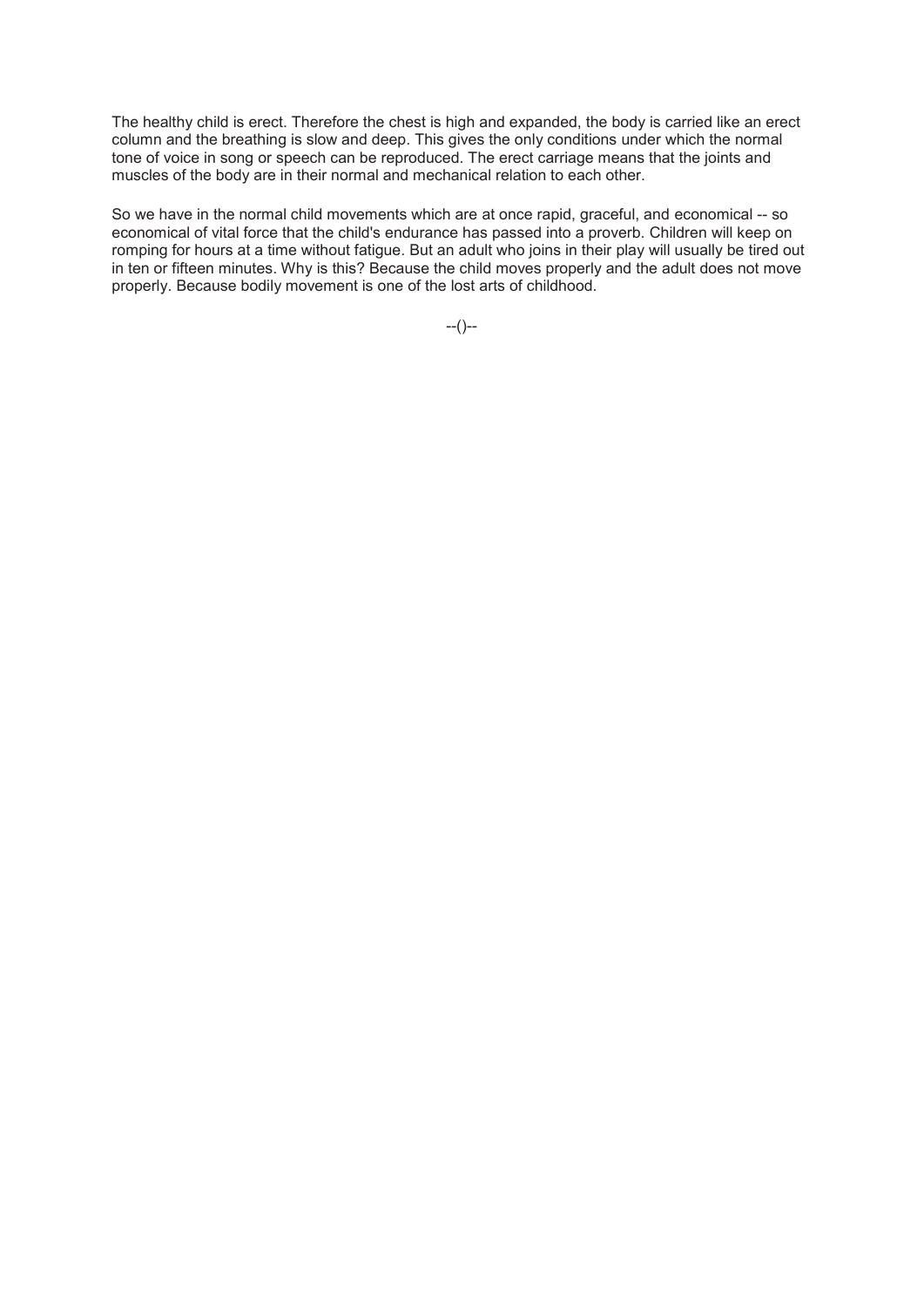The healthy child is erect. Therefore the chest is high and expanded, the body is carried like an erect column and the breathing is slow and deep. This gives the only conditions under which the normal tone of voice in song or speech can be reproduced. The erect carriage means that the joints and muscles of the body are in their normal and mechanical relation to each other.

So we have in the normal child movements which are at once rapid, graceful, and economical -- so economical of vital force that the child's endurance has passed into a proverb. Children will keep on romping for hours at a time without fatigue. But an adult who joins in their play will usually be tired out in ten or fifteen minutes. Why is this? Because the child moves properly and the adult does not move properly. Because bodily movement is one of the lost arts of childhood.

--()--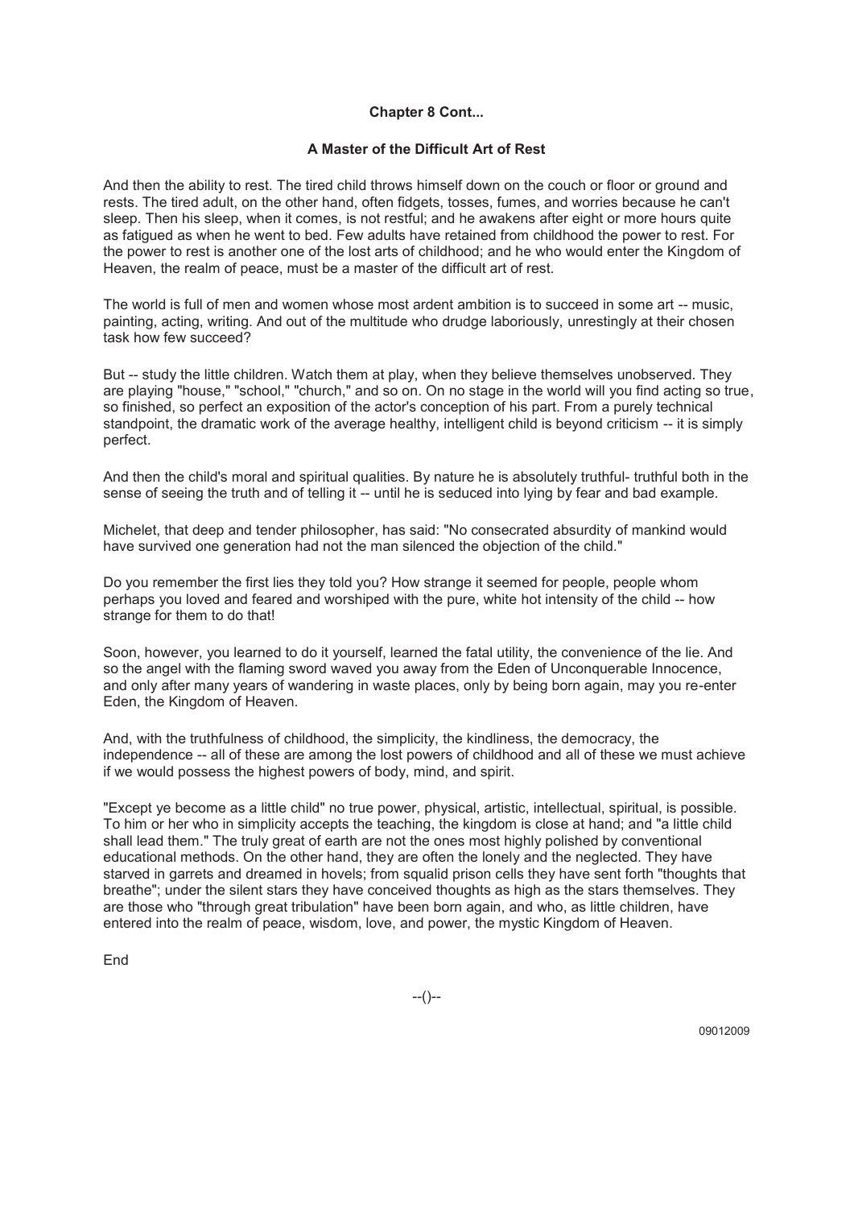**Chapter 8 Cont...**

### A Master of the Difficult Art of Rest

And then the ability to rest. The tired child throws himself down on the couch or floor or ground and rests. The tired adult, on the other hand, often fidgets, tosses, fumes, and worries because he can't sleep. Then his sleep, when it comes, is not restful; and he awakens after eight or more hours quite as fatigued as when he went to bed. Few adults have retained from childhood the power to rest. For the power to rest is another one of the lost arts of childhood; and he who would enter the Kingdom of Heaven, the realm of peace, must be a master of the difficult art of rest.

The world is full of men and women whose most ardent ambition is to succeed in some art -- music, painting, acting, writing. And out of the multitude who drudge laboriously, unrestingly at their chosen task how few succeed?

But -- study the little children. Watch them at play, when they believe themselves unobserved. They are playing "house," "school," "church," and so on. On no stage in the world will you find acting so true, so finished, so perfect an exposition of the actor's conception of his part. From a purely technical standpoint, the dramatic work of the average healthy, intelligent child is beyond criticism -- it is simply perfect.

And then the child's moral and spiritual qualities. By nature he is absolutely truthful- truthful both in the sense of seeing the truth and of telling it -- until he is seduced into lying by fear and bad example.

Michelet, that deep and tender philosopher, has said: "No consecrated absurdity of mankind would have survived one generation had not the man silenced the objection of the child."

Do you remember the first lies they told you? How strange it seemed for people, people whom perhaps you loved and feared and worshiped with the pure, white hot intensity of the child -- how strange for them to do that!

Soon, however, you learned to do it yourself, learned the fatal utility, the convenience of the lie. And so the angel with the flaming sword waved you away from the Eden of Unconquerable Innocence, and only after many years of wandering in waste places, only by being born again, may you re-enter Eden, the Kingdom of Heaven.

And, with the truthfulness of childhood, the simplicity, the kindliness, the democracy, the independence -- all of these are among the lost powers of childhood and all of these we must achieve if we would possess the highest powers of body, mind, and spirit.

"Except ye become as a little child" no true power, physical, artistic, intellectual, spiritual, is possible. To him or her who in simplicity accepts the teaching, the kingdom is close at hand; and "a little child shall lead them." The truly great of earth are not the ones most highly polished by conventional educational methods. On the other hand, they are often the lonely and the neglected. They have starved in garrets and dreamed in hovels; from squalid prison cells they have sent forth "thoughts that breathe"; under the silent stars they have conceived thoughts as high as the stars themselves. They are those who "through great tribulation" have been born again, and who, as little children, have entered into the realm of peace, wisdom, love, and power, the mystic Kingdom of Heaven.

End

--()--

09012009